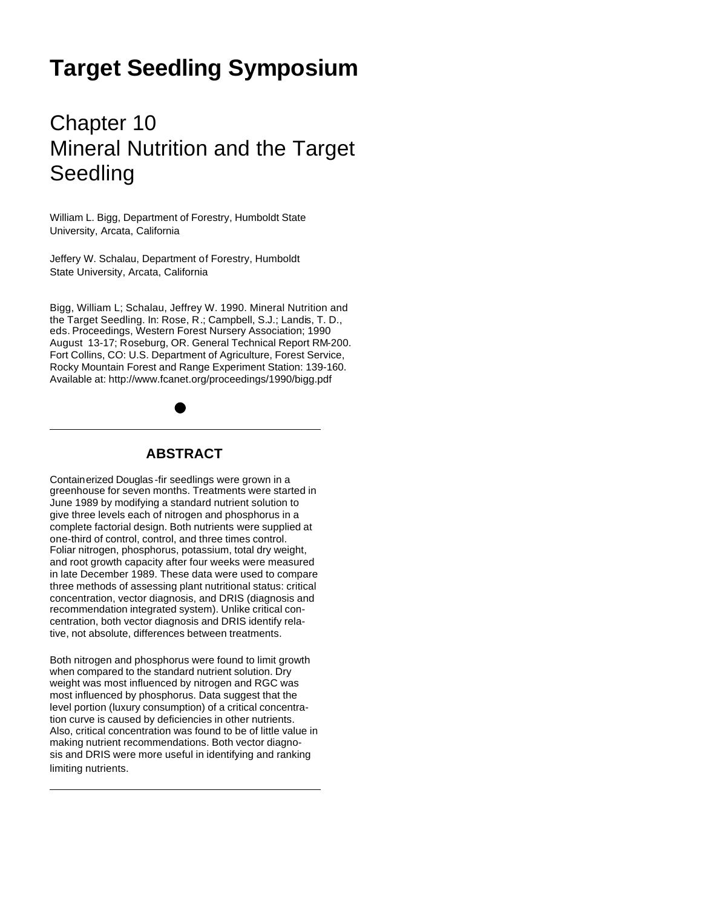# Target Seedling Symposium

## Chapter 10
## Mineral Nutrition and the Target Seedling

William L. Bigg, Department of Forestry, Humboldt State University, Arcata, California

Jeffery W. Schalau, Department of Forestry, Humboldt State University, Arcata, California

Bigg, William L; Schalau, Jeffrey W. 1990. Mineral Nutrition and the Target Seedling. In: Rose, R.; Campbell, S.J.; Landis, T. D., eds. Proceedings, Western Forest Nursery Association; 1990 August 13-17; Roseburg, OR. General Technical Report RM-200. Fort Collins, CO: U.S. Department of Agriculture, Forest Service, Rocky Mountain Forest and Range Experiment Station: 139-160. Available at: http://www.fcanet.org/proceedings/1990/bigg.pdf

---

### ABSTRACT

Containerized Douglas-fir seedlings were grown in a greenhouse for seven months. Treatments were started in June 1989 by modifying a standard nutrient solution to give three levels each of nitrogen and phosphorus in a complete factorial design. Both nutrients were supplied at one-third of control, control, and three times control. Foliar nitrogen, phosphorus, potassium, total dry weight, and root growth capacity after four weeks were measured in late December 1989. These data were used to compare three methods of assessing plant nutritional status: critical concentration, vector diagnosis, and DRIS (diagnosis and recommendation integrated system). Unlike critical concentration, both vector diagnosis and DRIS identify relative, not absolute, differences between treatments.

Both nitrogen and phosphorus were found to limit growth when compared to the standard nutrient solution. Dry weight was most influenced by nitrogen and RGC was most influenced by phosphorus. Data suggest that the level portion (luxury consumption) of a critical concentration curve is caused by deficiencies in other nutrients. Also, critical concentration was found to be of little value in making nutrient recommendations. Both vector diagnosis and DRIS were more useful in identifying and ranking limiting nutrients.

---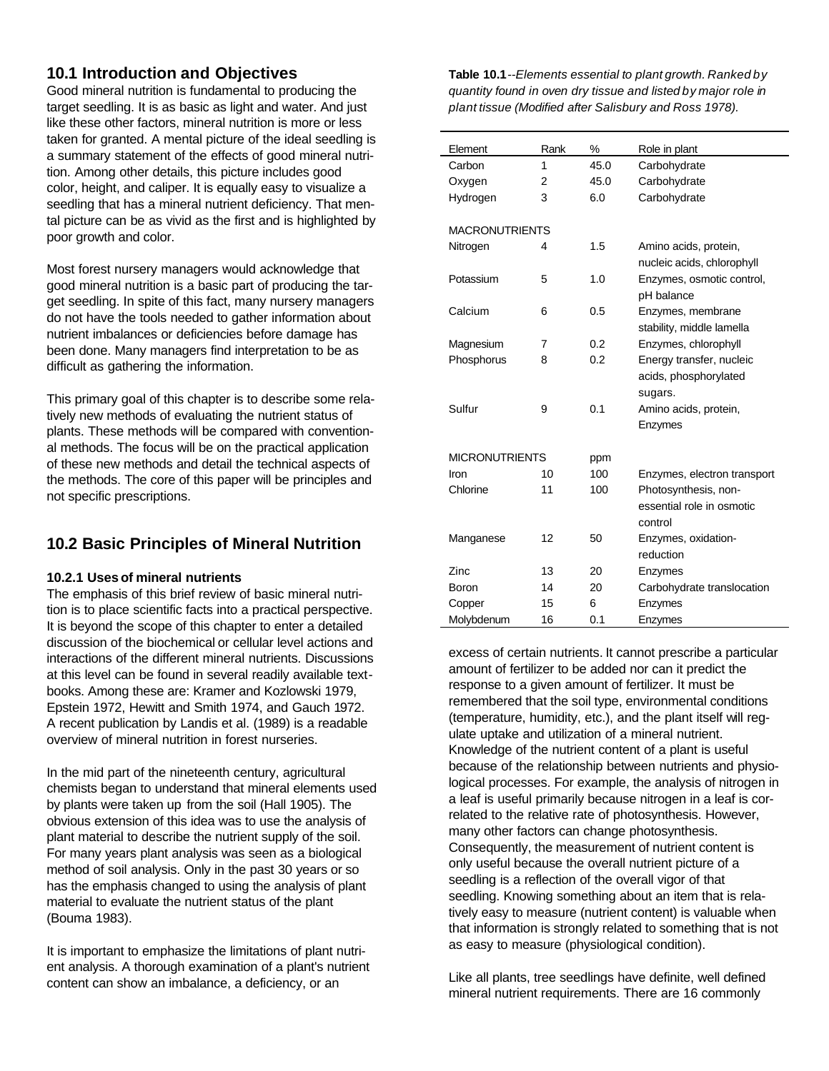## 10.1 Introduction and Objectives

Good mineral nutrition is fundamental to producing the target seedling. It is as basic as light and water. And just like these other factors, mineral nutrition is more or less taken for granted. A mental picture of the ideal seedling is a summary statement of the effects of good mineral nutrition. Among other details, this picture includes good color, height, and caliper. It is equally easy to visualize a seedling that has a mineral nutrient deficiency. That mental picture can be as vivid as the first and is highlighted by poor growth and color.

Most forest nursery managers would acknowledge that good mineral nutrition is a basic part of producing the target seedling. In spite of this fact, many nursery managers do not have the tools needed to gather information about nutrient imbalances or deficiencies before damage has been done. Many managers find interpretation to be as difficult as gathering the information.

This primary goal of this chapter is to describe some relatively new methods of evaluating the nutrient status of plants. These methods will be compared with conventional methods. The focus will be on the practical application of these new methods and detail the technical aspects of the methods. The core of this paper will be principles and not specific prescriptions.

## 10.2 Basic Principles of Mineral Nutrition

### 10.2.1 Uses of mineral nutrients

The emphasis of this brief review of basic mineral nutrition is to place scientific facts into a practical perspective. It is beyond the scope of this chapter to enter a detailed discussion of the biochemical or cellular level actions and interactions of the different mineral nutrients. Discussions at this level can be found in several readily available textbooks. Among these are: Kramer and Kozlowski 1979, Epstein 1972, Hewitt and Smith 1974, and Gauch 1972. A recent publication by Landis et al. (1989) is a readable overview of mineral nutrition in forest nurseries.

In the mid part of the nineteenth century, agricultural chemists began to understand that mineral elements used by plants were taken up from the soil (Hall 1905). The obvious extension of this idea was to use the analysis of plant material to describe the nutrient supply of the soil. For many years plant analysis was seen as a biological method of soil analysis. Only in the past 30 years or so has the emphasis changed to using the analysis of plant material to evaluate the nutrient status of the plant (Bouma 1983).

It is important to emphasize the limitations of plant nutrient analysis. A thorough examination of a plant's nutrient content can show an imbalance, a deficiency, or an excess of certain nutrients. It cannot prescribe a particular amount of fertilizer to be added nor can it predict the response to a given amount of fertilizer. It must be remembered that the soil type, environmental conditions (temperature, humidity, etc.), and the plant itself will regulate uptake and utilization of a mineral nutrient. Knowledge of the nutrient content of a plant is useful because of the relationship between nutrients and physiological processes. For example, the analysis of nitrogen in a leaf is useful primarily because nitrogen in a leaf is correlated to the relative rate of photosynthesis. However, many other factors can change photosynthesis. Consequently, the measurement of nutrient content is only useful because the overall nutrient picture of a seedling is a reflection of the overall vigor of that seedling. Knowing something about an item that is relatively easy to measure (nutrient content) is valuable when that information is strongly related to something that is not as easy to measure (physiological condition).

Like all plants, tree seedlings have definite, well defined mineral nutrient requirements. There are 16 commonly

**Table 10.1**--*Elements essential to plant growth. Ranked by quantity found in oven dry tissue and listed by major role in plant tissue (Modified after Salisbury and Ross 1978).*

| Element | Rank | % | Role in plant |
|---|---|---|---|
| Carbon | 1 | 45.0 | Carbohydrate |
| Oxygen | 2 | 45.0 | Carbohydrate |
| Hydrogen | 3 | 6.0 | Carbohydrate |
| MACRONUTRIENTS | | | |
| Nitrogen | 4 | 1.5 | Amino acids, protein, nucleic acids, chlorophyll |
| Potassium | 5 | 1.0 | Enzymes, osmotic control, pH balance |
| Calcium | 6 | 0.5 | Enzymes, membrane stability, middle lamella |
| Magnesium | 7 | 0.2 | Enzymes, chlorophyll |
| Phosphorus | 8 | 0.2 | Energy transfer, nucleic acids, phosphorylated sugars. |
| Sulfur | 9 | 0.1 | Amino acids, protein, Enzymes |
| MICRONUTRIENTS | | ppm | |
| Iron | 10 | 100 | Enzymes, electron transport |
| Chlorine | 11 | 100 | Photosynthesis, non-essential role in osmotic control |
| Manganese | 12 | 50 | Enzymes, oxidation-reduction |
| Zinc | 13 | 20 | Enzymes |
| Boron | 14 | 20 | Carbohydrate translocation |
| Copper | 15 | 6 | Enzymes |
| Molybdenum | 16 | 0.1 | Enzymes |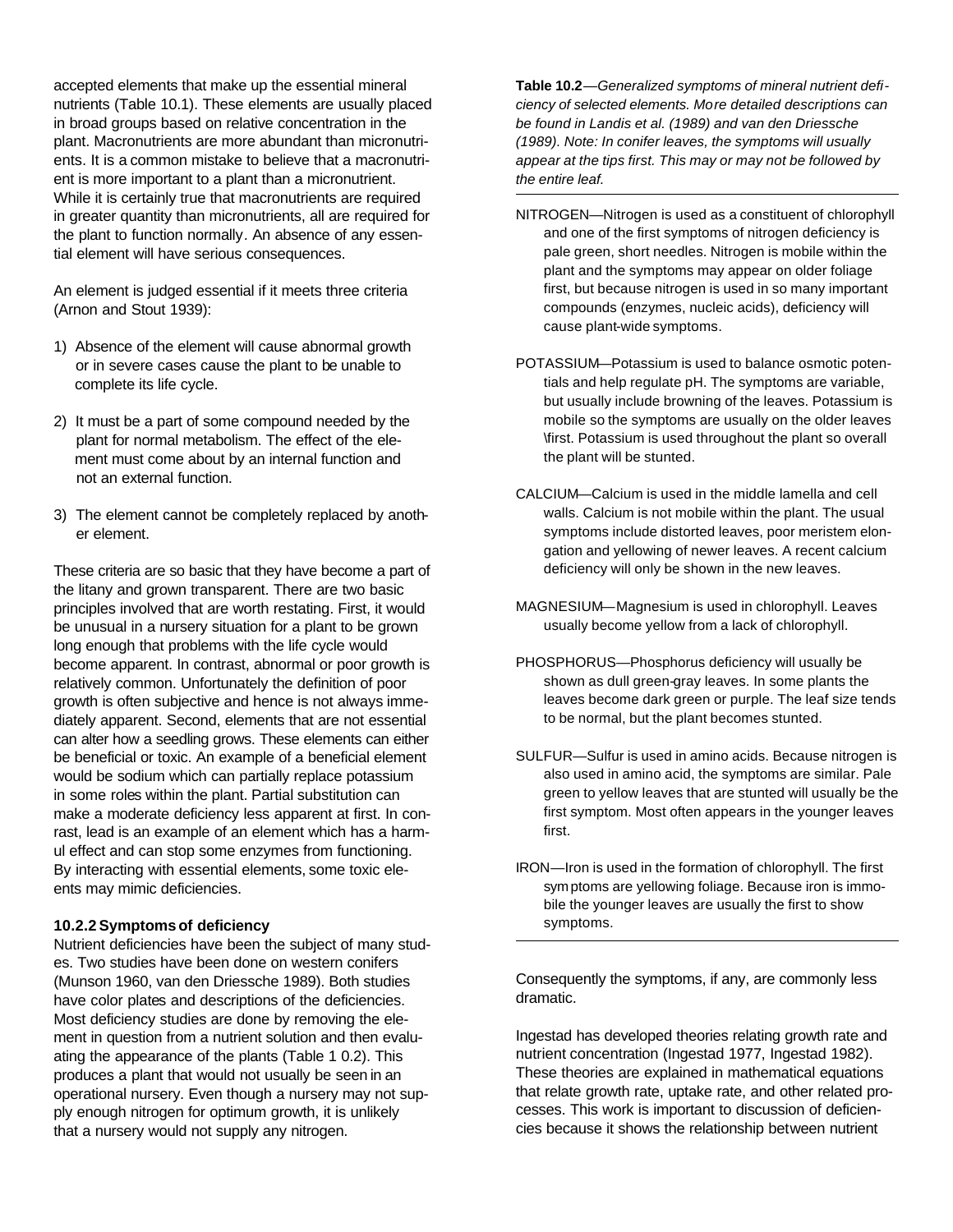accepted elements that make up the essential mineral nutrients (Table 10.1). These elements are usually placed in broad groups based on relative concentration in the plant. Macronutrients are more abundant than micronutrients. It is a common mistake to believe that a macronutrient is more important to a plant than a micronutrient. While it is certainly true that macronutrients are required in greater quantity than micronutrients, all are required for the plant to function normally. An absence of any essential element will have serious consequences.

An element is judged essential if it meets three criteria (Arnon and Stout 1939):

1) Absence of the element will cause abnormal growth or in severe cases cause the plant to be unable to complete its life cycle.

2) It must be a part of some compound needed by the plant for normal metabolism. The effect of the element must come about by an internal function and not an external function.

3) The element cannot be completely replaced by another element.

These criteria are so basic that they have become a part of the litany and grown transparent. There are two basic principles involved that are worth restating. First, it would be unusual in a nursery situation for a plant to be grown long enough that problems with the life cycle would become apparent. In contrast, abnormal or poor growth is relatively common. Unfortunately the definition of poor growth is often subjective and hence is not always immediately apparent. Second, elements that are not essential can alter how a seedling grows. These elements can either be beneficial or toxic. An example of a beneficial element would be sodium which can partially replace potassium in some roles within the plant. Partial substitution can make a moderate deficiency less apparent at first. In contrast, lead is an example of an element which has a harmul effect and can stop some enzymes from functioning. By interacting with essential elements, some toxic eleents may mimic deficiencies.

### 10.2.2 Symptoms of deficiency

Nutrient deficiencies have been the subject of many studes. Two studies have been done on western conifers (Munson 1960, van den Driessche 1989). Both studies have color plates and descriptions of the deficiencies. Most deficiency studies are done by removing the element in question from a nutrient solution and then evaluating the appearance of the plants (Table 1 0.2). This produces a plant that would not usually be seen in an operational nursery. Even though a nursery may not supply enough nitrogen for optimum growth, it is unlikely that a nursery would not supply any nitrogen. Consequently the symptoms, if any, are commonly less dramatic.

**Table 10.2**—*Generalized symptoms of mineral nutrient deficiency of selected elements. More detailed descriptions can be found in Landis et al. (1989) and van den Driessche (1989). Note: In conifer leaves, the symptoms will usually appear at the tips first. This may or may not be followed by the entire leaf.*

NITROGEN—Nitrogen is used as a constituent of chlorophyll and one of the first symptoms of nitrogen deficiency is pale green, short needles. Nitrogen is mobile within the plant and the symptoms may appear on older foliage first, but because nitrogen is used in so many important compounds (enzymes, nucleic acids), deficiency will cause plant-wide symptoms.

POTASSIUM—Potassium is used to balance osmotic potentials and help regulate pH. The symptoms are variable, but usually include browning of the leaves. Potassium is mobile so the symptoms are usually on the older leaves \first. Potassium is used throughout the plant so overall the plant will be stunted.

CALCIUM—Calcium is used in the middle lamella and cell walls. Calcium is not mobile within the plant. The usual symptoms include distorted leaves, poor meristem elongation and yellowing of newer leaves. A recent calcium deficiency will only be shown in the new leaves.

MAGNESIUM—Magnesium is used in chlorophyll. Leaves usually become yellow from a lack of chlorophyll.

PHOSPHORUS—Phosphorus deficiency will usually be shown as dull green-gray leaves. In some plants the leaves become dark green or purple. The leaf size tends to be normal, but the plant becomes stunted.

SULFUR—Sulfur is used in amino acids. Because nitrogen is also used in amino acid, the symptoms are similar. Pale green to yellow leaves that are stunted will usually be the first symptom. Most often appears in the younger leaves first.

IRON—Iron is used in the formation of chlorophyll. The first symptoms are yellowing foliage. Because iron is immobile the younger leaves are usually the first to show symptoms.

Ingestad has developed theories relating growth rate and nutrient concentration (Ingestad 1977, Ingestad 1982). These theories are explained in mathematical equations that relate growth rate, uptake rate, and other related processes. This work is important to discussion of deficiencies because it shows the relationship between nutrient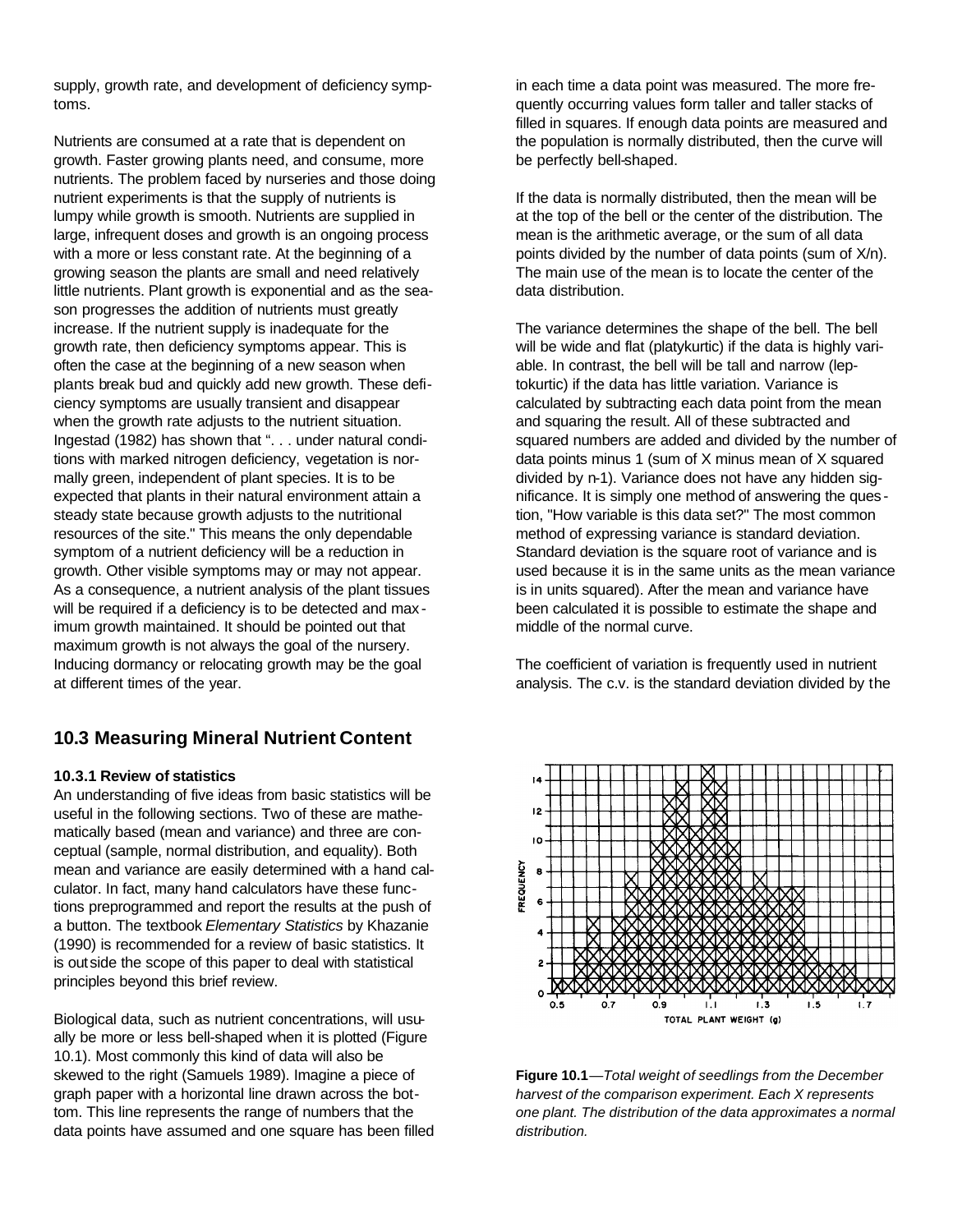supply, growth rate, and development of deficiency symptoms.

Nutrients are consumed at a rate that is dependent on growth. Faster growing plants need, and consume, more nutrients. The problem faced by nurseries and those doing nutrient experiments is that the supply of nutrients is lumpy while growth is smooth. Nutrients are supplied in large, infrequent doses and growth is an ongoing process with a more or less constant rate. At the beginning of a growing season the plants are small and need relatively little nutrients. Plant growth is exponential and as the season progresses the addition of nutrients must greatly increase. If the nutrient supply is inadequate for the growth rate, then deficiency symptoms appear. This is often the case at the beginning of a new season when plants break bud and quickly add new growth. These deficiency symptoms are usually transient and disappear when the growth rate adjusts to the nutrient situation. Ingestad (1982) has shown that ". . . under natural conditions with marked nitrogen deficiency, vegetation is normally green, independent of plant species. It is to be expected that plants in their natural environment attain a steady state because growth adjusts to the nutritional resources of the site." This means the only dependable symptom of a nutrient deficiency will be a reduction in growth. Other visible symptoms may or may not appear. As a consequence, a nutrient analysis of the plant tissues will be required if a deficiency is to be detected and maximum growth maintained. It should be pointed out that maximum growth is not always the goal of the nursery. Inducing dormancy or relocating growth may be the goal at different times of the year.

## 10.3 Measuring Mineral Nutrient Content

### 10.3.1 Review of statistics

An understanding of five ideas from basic statistics will be useful in the following sections. Two of these are mathematically based (mean and variance) and three are conceptual (sample, normal distribution, and equality). Both mean and variance are easily determined with a hand calculator. In fact, many hand calculators have these functions preprogrammed and report the results at the push of a button. The textbook *Elementary Statistics* by Khazanie (1990) is recommended for a review of basic statistics. It is outside the scope of this paper to deal with statistical principles beyond this brief review.

Biological data, such as nutrient concentrations, will usually be more or less bell-shaped when it is plotted (Figure 10.1). Most commonly this kind of data will also be skewed to the right (Samuels 1989). Imagine a piece of graph paper with a horizontal line drawn across the bottom. This line represents the range of numbers that the data points have assumed and one square has been filled in each time a data point was measured. The more frequently occurring values form taller and taller stacks of filled in squares. If enough data points are measured and the population is normally distributed, then the curve will be perfectly bell-shaped.

If the data is normally distributed, then the mean will be at the top of the bell or the center of the distribution. The mean is the arithmetic average, or the sum of all data points divided by the number of data points (sum of X/n). The main use of the mean is to locate the center of the data distribution.

The variance determines the shape of the bell. The bell will be wide and flat (platykurtic) if the data is highly variable. In contrast, the bell will be tall and narrow (leptokurtic) if the data has little variation. Variance is calculated by subtracting each data point from the mean and squaring the result. All of these subtracted and squared numbers are added and divided by the number of data points minus 1 (sum of X minus mean of X squared divided by n-1). Variance does not have any hidden significance. It is simply one method of answering the question, "How variable is this data set?" The most common method of expressing variance is standard deviation. Standard deviation is the square root of variance and is used because it is in the same units as the mean variance is in units squared). After the mean and variance have been calculated it is possible to estimate the shape and middle of the normal curve.

The coefficient of variation is frequently used in nutrient analysis. The c.v. is the standard deviation divided by the

**Figure 10.1**—*Total weight of seedlings from the December harvest of the comparison experiment. Each X represents one plant. The distribution of the data approximates a normal distribution.*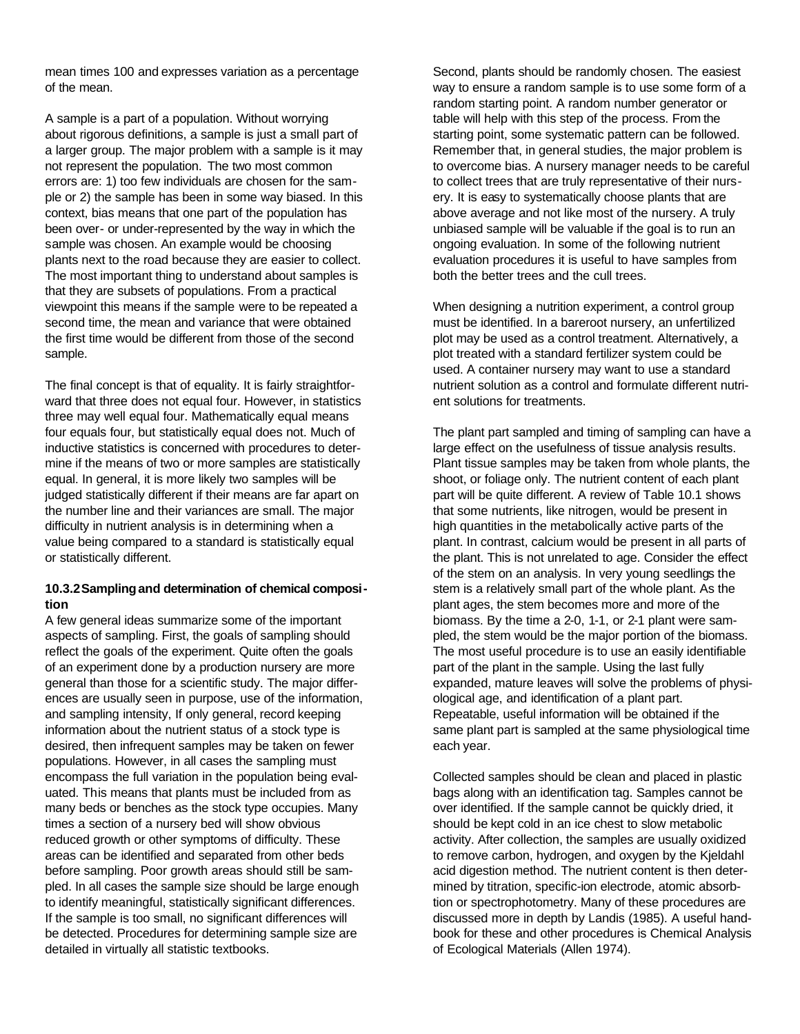mean times 100 and expresses variation as a percentage of the mean.

A sample is a part of a population. Without worrying about rigorous definitions, a sample is just a small part of a larger group. The major problem with a sample is it may not represent the population. The two most common errors are: 1) too few individuals are chosen for the sample or 2) the sample has been in some way biased. In this context, bias means that one part of the population has been over- or under-represented by the way in which the sample was chosen. An example would be choosing plants next to the road because they are easier to collect. The most important thing to understand about samples is that they are subsets of populations. From a practical viewpoint this means if the sample were to be repeated a second time, the mean and variance that were obtained the first time would be different from those of the second sample.

The final concept is that of equality. It is fairly straightforward that three does not equal four. However, in statistics three may well equal four. Mathematically equal means four equals four, but statistically equal does not. Much of inductive statistics is concerned with procedures to determine if the means of two or more samples are statistically equal. In general, it is more likely two samples will be judged statistically different if their means are far apart on the number line and their variances are small. The major difficulty in nutrient analysis is in determining when a value being compared to a standard is statistically equal or statistically different.

### 10.3.2 Sampling and determination of chemical composition

A few general ideas summarize some of the important aspects of sampling. First, the goals of sampling should reflect the goals of the experiment. Quite often the goals of an experiment done by a production nursery are more general than those for a scientific study. The major differences are usually seen in purpose, use of the information, and sampling intensity, If only general, record keeping information about the nutrient status of a stock type is desired, then infrequent samples may be taken on fewer populations. However, in all cases the sampling must encompass the full variation in the population being evaluated. This means that plants must be included from as many beds or benches as the stock type occupies. Many times a section of a nursery bed will show obvious reduced growth or other symptoms of difficulty. These areas can be identified and separated from other beds before sampling. Poor growth areas should still be sampled. In all cases the sample size should be large enough to identify meaningful, statistically significant differences. If the sample is too small, no significant differences will be detected. Procedures for determining sample size are detailed in virtually all statistic textbooks.

Second, plants should be randomly chosen. The easiest way to ensure a random sample is to use some form of a random starting point. A random number generator or table will help with this step of the process. From the starting point, some systematic pattern can be followed. Remember that, in general studies, the major problem is to overcome bias. A nursery manager needs to be careful to collect trees that are truly representative of their nursery. It is easy to systematically choose plants that are above average and not like most of the nursery. A truly unbiased sample will be valuable if the goal is to run an ongoing evaluation. In some of the following nutrient evaluation procedures it is useful to have samples from both the better trees and the cull trees.

When designing a nutrition experiment, a control group must be identified. In a bareroot nursery, an unfertilized plot may be used as a control treatment. Alternatively, a plot treated with a standard fertilizer system could be used. A container nursery may want to use a standard nutrient solution as a control and formulate different nutrient solutions for treatments.

The plant part sampled and timing of sampling can have a large effect on the usefulness of tissue analysis results. Plant tissue samples may be taken from whole plants, the shoot, or foliage only. The nutrient content of each plant part will be quite different. A review of Table 10.1 shows that some nutrients, like nitrogen, would be present in high quantities in the metabolically active parts of the plant. In contrast, calcium would be present in all parts of the plant. This is not unrelated to age. Consider the effect of the stem on an analysis. In very young seedlings the stem is a relatively small part of the whole plant. As the plant ages, the stem becomes more and more of the biomass. By the time a 2-0, 1-1, or 2-1 plant were sampled, the stem would be the major portion of the biomass. The most useful procedure is to use an easily identifiable part of the plant in the sample. Using the last fully expanded, mature leaves will solve the problems of physiological age, and identification of a plant part. Repeatable, useful information will be obtained if the same plant part is sampled at the same physiological time each year.

Collected samples should be clean and placed in plastic bags along with an identification tag. Samples cannot be over identified. If the sample cannot be quickly dried, it should be kept cold in an ice chest to slow metabolic activity. After collection, the samples are usually oxidized to remove carbon, hydrogen, and oxygen by the Kjeldahl acid digestion method. The nutrient content is then determined by titration, specific-ion electrode, atomic absorbtion or spectrophotometry. Many of these procedures are discussed more in depth by Landis (1985). A useful handbook for these and other procedures is Chemical Analysis of Ecological Materials (Allen 1974).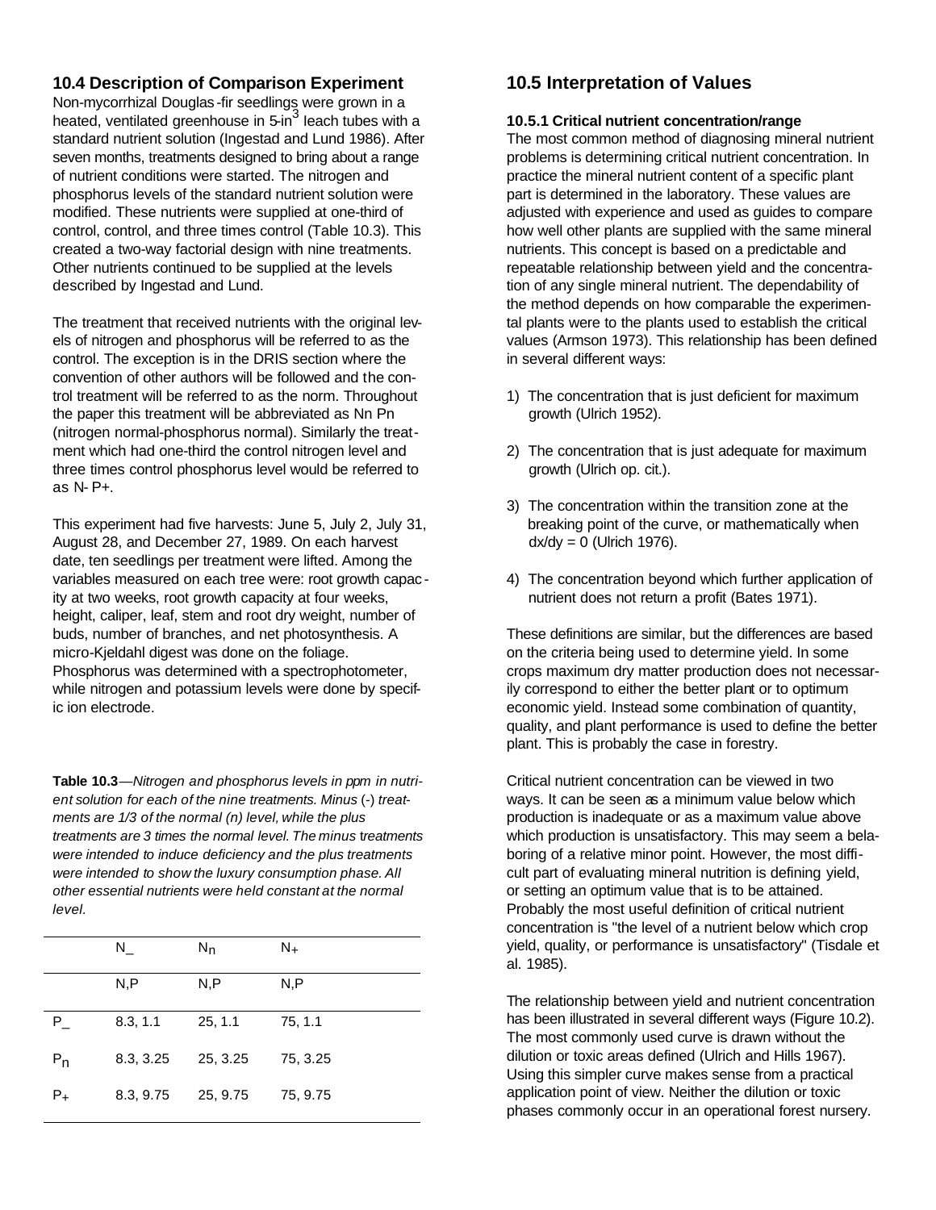### 10.4 Description of Comparison Experiment

Non-mycorrhizal Douglas-fir seedlings were grown in a heated, ventilated greenhouse in 5-in$^3$ leach tubes with a standard nutrient solution (Ingestad and Lund 1986). After seven months, treatments designed to bring about a range of nutrient conditions were started. The nitrogen and phosphorus levels of the standard nutrient solution were modified. These nutrients were supplied at one-third of control, control, and three times control (Table 10.3). This created a two-way factorial design with nine treatments. Other nutrients continued to be supplied at the levels described by Ingestad and Lund.

The treatment that received nutrients with the original levels of nitrogen and phosphorus will be referred to as the control. The exception is in the DRIS section where the convention of other authors will be followed and the control treatment will be referred to as the norm. Throughout the paper this treatment will be abbreviated as Nn Pn (nitrogen normal-phosphorus normal). Similarly the treatment which had one-third the control nitrogen level and three times control phosphorus level would be referred to as N- P+.

This experiment had five harvests: June 5, July 2, July 31, August 28, and December 27, 1989. On each harvest date, ten seedlings per treatment were lifted. Among the variables measured on each tree were: root growth capacity at two weeks, root growth capacity at four weeks, height, caliper, leaf, stem and root dry weight, number of buds, number of branches, and net photosynthesis. A micro-Kjeldahl digest was done on the foliage. Phosphorus was determined with a spectrophotometer, while nitrogen and potassium levels were done by specific ion electrode.

**Table 10.3**—*Nitrogen and phosphorus levels in ppm in nutrient solution for each of the nine treatments. Minus (-) treatments are 1/3 of the normal (n) level, while the plus treatments are 3 times the normal level. The minus treatments were intended to induce deficiency and the plus treatments were intended to show the luxury consumption phase. All other essential nutrients were held constant at the normal level.*

| | $N_-$ | $N_n$ | $N_+$ |
|---|---|---|---|
| | N,P | N,P | N,P |
| $P_-$ | 8.3, 1.1 | 25, 1.1 | 75, 1.1 |
| $P_n$ | 8.3, 3.25 | 25, 3.25 | 75, 3.25 |
| $P_+$ | 8.3, 9.75 | 25, 9.75 | 75, 9.75 |

## 10.5 Interpretation of Values

### 10.5.1 Critical nutrient concentration/range

The most common method of diagnosing mineral nutrient problems is determining critical nutrient concentration. In practice the mineral nutrient content of a specific plant part is determined in the laboratory. These values are adjusted with experience and used as guides to compare how well other plants are supplied with the same mineral nutrients. This concept is based on a predictable and repeatable relationship between yield and the concentration of any single mineral nutrient. The dependability of the method depends on how comparable the experimental plants were to the plants used to establish the critical values (Armson 1973). This relationship has been defined in several different ways:

1) The concentration that is just deficient for maximum growth (Ulrich 1952).

2) The concentration that is just adequate for maximum growth (Ulrich op. cit.).

3) The concentration within the transition zone at the breaking point of the curve, or mathematically when $dx/dy = 0$ (Ulrich 1976).

4) The concentration beyond which further application of nutrient does not return a profit (Bates 1971).

These definitions are similar, but the differences are based on the criteria being used to determine yield. In some crops maximum dry matter production does not necessarily correspond to either the better plant or to optimum economic yield. Instead some combination of quantity, quality, and plant performance is used to define the better plant. This is probably the case in forestry.

Critical nutrient concentration can be viewed in two ways. It can be seen as a minimum value below which production is inadequate or as a maximum value above which production is unsatisfactory. This may seem a belaboring of a relative minor point. However, the most difficult part of evaluating mineral nutrition is defining yield, or setting an optimum value that is to be attained. Probably the most useful definition of critical nutrient concentration is "the level of a nutrient below which crop yield, quality, or performance is unsatisfactory" (Tisdale et al. 1985).

The relationship between yield and nutrient concentration has been illustrated in several different ways (Figure 10.2). The most commonly used curve is drawn without the dilution or toxic areas defined (Ulrich and Hills 1967). Using this simpler curve makes sense from a practical application point of view. Neither the dilution or toxic phases commonly occur in an operational forest nursery.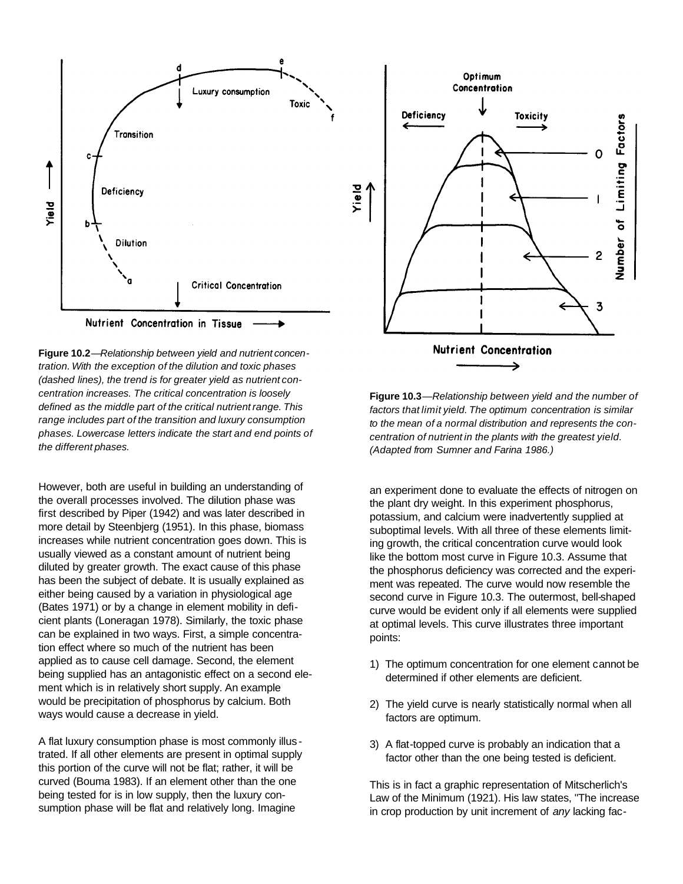**Figure 10.2**—*Relationship between yield and nutrient concentration. With the exception of the dilution and toxic phases (dashed lines), the trend is for greater yield as nutrient concentration increases. The critical concentration is loosely defined as the middle part of the critical nutrient range. This range includes part of the transition and luxury consumption phases. Lowercase letters indicate the start and end points of the different phases.*

However, both are useful in building an understanding of the overall processes involved. The dilution phase was first described by Piper (1942) and was later described in more detail by Steenbjerg (1951). In this phase, biomass increases while nutrient concentration goes down. This is usually viewed as a constant amount of nutrient being diluted by greater growth. The exact cause of this phase has been the subject of debate. It is usually explained as either being caused by a variation in physiological age (Bates 1971) or by a change in element mobility in deficient plants (Loneragan 1978). Similarly, the toxic phase can be explained in two ways. First, a simple concentration effect where so much of the nutrient has been applied as to cause cell damage. Second, the element being supplied has an antagonistic effect on a second element which is in relatively short supply. An example would be precipitation of phosphorus by calcium. Both ways would cause a decrease in yield.

A flat luxury consumption phase is most commonly illustrated. If all other elements are present in optimal supply this portion of the curve will not be flat; rather, it will be curved (Bouma 1983). If an element other than the one being tested for is in low supply, then the luxury consumption phase will be flat and relatively long. Imagine an experiment done to evaluate the effects of nitrogen on the plant dry weight. In this experiment phosphorus, potassium, and calcium were inadvertently supplied at suboptimal levels. With all three of these elements limiting growth, the critical concentration curve would look like the bottom most curve in Figure 10.3. Assume that the phosphorus deficiency was corrected and the experiment was repeated. The curve would now resemble the second curve in Figure 10.3. The outermost, bell-shaped curve would be evident only if all elements were supplied at optimal levels. This curve illustrates three important points:

1) The optimum concentration for one element cannot be determined if other elements are deficient.

2) The yield curve is nearly statistically normal when all factors are optimum.

3) A flat-topped curve is probably an indication that a factor other than the one being tested is deficient.

**Figure 10.3**—*Relationship between yield and the number of factors that limit yield. The optimum concentration is similar to the mean of a normal distribution and represents the concentration of nutrient in the plants with the greatest yield. (Adapted from Sumner and Farina 1986.)*

This is in fact a graphic representation of Mitscherlich's Law of the Minimum (1921). His law states, "The increase in crop production by unit increment of *any* lacking fac-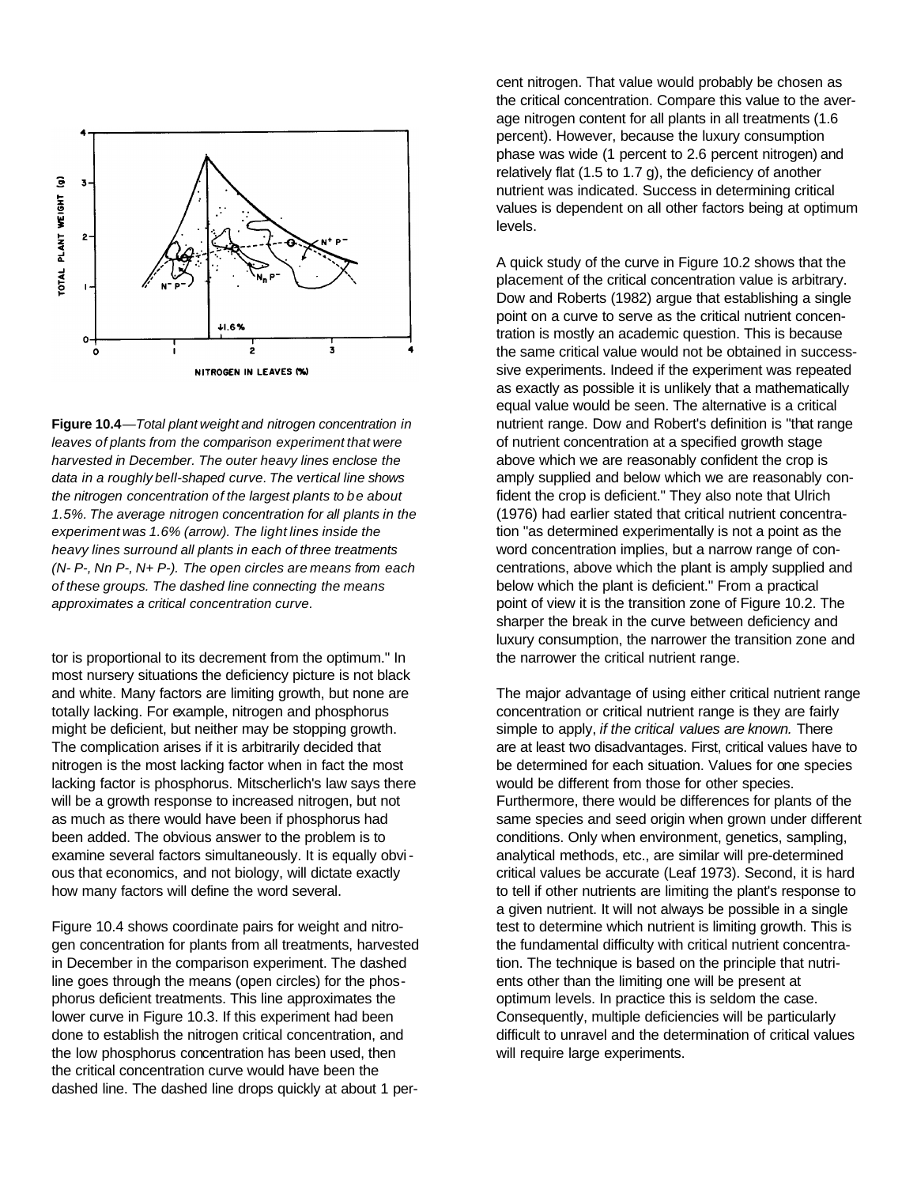**Figure 10.4**—*Total plant weight and nitrogen concentration in leaves of plants from the comparison experiment that were harvested in December. The outer heavy lines enclose the data in a roughly bell-shaped curve. The vertical line shows the nitrogen concentration of the largest plants to be about 1.5%. The average nitrogen concentration for all plants in the experiment was 1.6% (arrow). The light lines inside the heavy lines surround all plants in each of three treatments (N- P-, Nn P-, N+ P-). The open circles are means from each of these groups. The dashed line connecting the means approximates a critical concentration curve.*

tor is proportional to its decrement from the optimum." In most nursery situations the deficiency picture is not black and white. Many factors are limiting growth, but none are totally lacking. For example, nitrogen and phosphorus might be deficient, but neither may be stopping growth. The complication arises if it is arbitrarily decided that nitrogen is the most lacking factor when in fact the most lacking factor is phosphorus. Mitscherlich's law says there will be a growth response to increased nitrogen, but not as much as there would have been if phosphorus had been added. The obvious answer to the problem is to examine several factors simultaneously. It is equally obvious that economics, and not biology, will dictate exactly how many factors will define the word several.

Figure 10.4 shows coordinate pairs for weight and nitrogen concentration for plants from all treatments, harvested in December in the comparison experiment. The dashed line goes through the means (open circles) for the phosphorus deficient treatments. This line approximates the lower curve in Figure 10.3. If this experiment had been done to establish the nitrogen critical concentration, and the low phosphorus concentration has been used, then the critical concentration curve would have been the dashed line. The dashed line drops quickly at about 1 percent nitrogen. That value would probably be chosen as the critical concentration. Compare this value to the average nitrogen content for all plants in all treatments (1.6 percent). However, because the luxury consumption phase was wide (1 percent to 2.6 percent nitrogen) and relatively flat (1.5 to 1.7 g), the deficiency of another nutrient was indicated. Success in determining critical values is dependent on all other factors being at optimum levels.

A quick study of the curve in Figure 10.2 shows that the placement of the critical concentration value is arbitrary. Dow and Roberts (1982) argue that establishing a single point on a curve to serve as the critical nutrient concentration is mostly an academic question. This is because the same critical value would not be obtained in successive experiments. Indeed if the experiment was repeated as exactly as possible it is unlikely that a mathematically equal value would be seen. The alternative is a critical nutrient range. Dow and Robert's definition is "that range of nutrient concentration at a specified growth stage above which we are reasonably confident the crop is amply supplied and below which we are reasonably confident the crop is deficient." They also note that Ulrich (1976) had earlier stated that critical nutrient concentration "as determined experimentally is not a point as the word concentration implies, but a narrow range of concentrations, above which the plant is amply supplied and below which the plant is deficient." From a practical point of view it is the transition zone of Figure 10.2. The sharper the break in the curve between deficiency and luxury consumption, the narrower the transition zone and the narrower the critical nutrient range.

The major advantage of using either critical nutrient range concentration or critical nutrient range is they are fairly simple to apply, *if the critical values are known.* There are at least two disadvantages. First, critical values have to be determined for each situation. Values for one species would be different from those for other species. Furthermore, there would be differences for plants of the same species and seed origin when grown under different conditions. Only when environment, genetics, sampling, analytical methods, etc., are similar will pre-determined critical values be accurate (Leaf 1973). Second, it is hard to tell if other nutrients are limiting the plant's response to a given nutrient. It will not always be possible in a single test to determine which nutrient is limiting growth. This is the fundamental difficulty with critical nutrient concentration. The technique is based on the principle that nutrients other than the limiting one will be present at optimum levels. In practice this is seldom the case. Consequently, multiple deficiencies will be particularly difficult to unravel and the determination of critical values will require large experiments.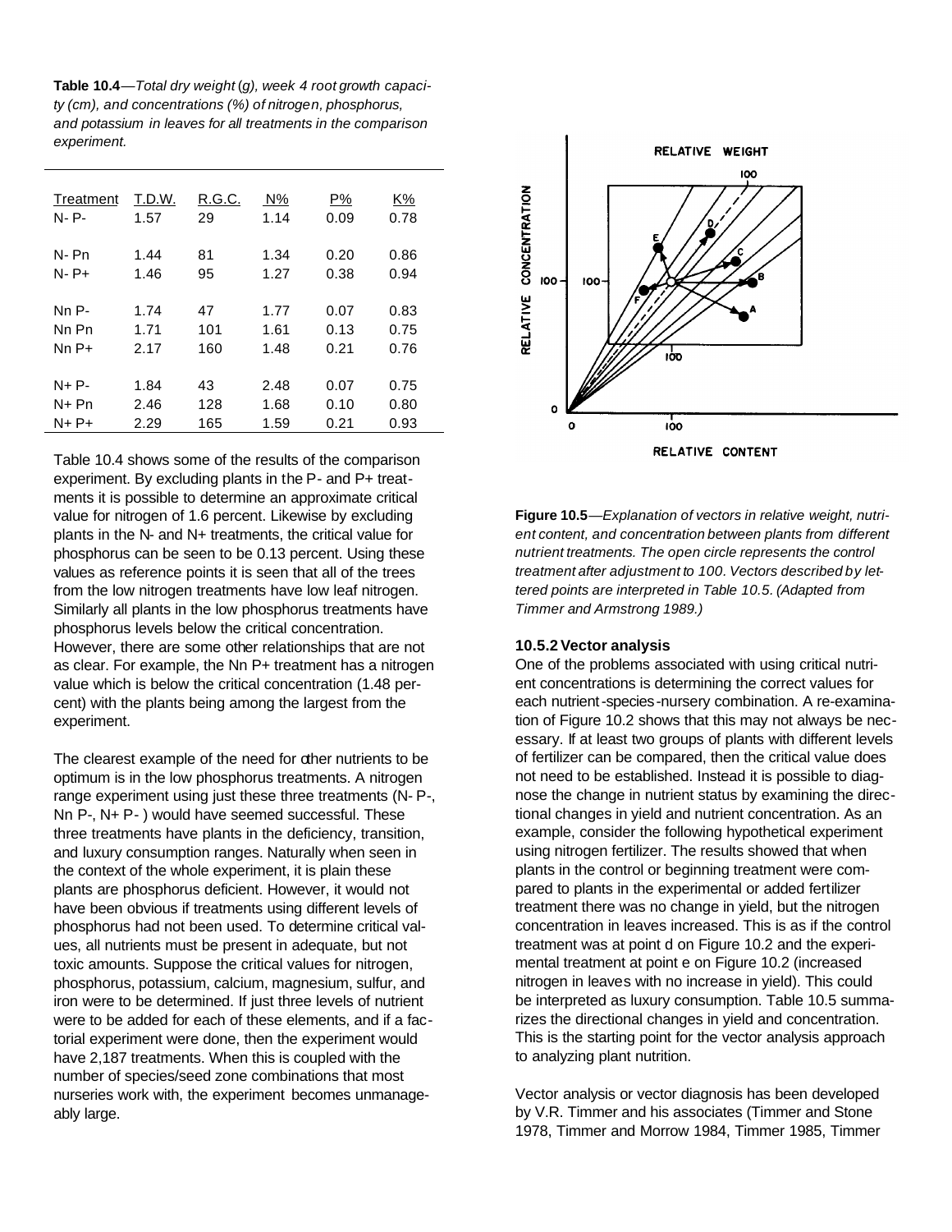**Table 10.4**—*Total dry weight (g), week 4 root growth capacity (cm), and concentrations (%) of nitrogen, phosphorus, and potassium in leaves for all treatments in the comparison experiment.*

| Treatment | T.D.W. | R.G.C. | N% | P% | K% |
|---|---|---|---|---|---|
| N- P- | 1.57 | 29 | 1.14 | 0.09 | 0.78 |
| N- Pn | 1.44 | 81 | 1.34 | 0.20 | 0.86 |
| N- P+ | 1.46 | 95 | 1.27 | 0.38 | 0.94 |
| Nn P- | 1.74 | 47 | 1.77 | 0.07 | 0.83 |
| Nn Pn | 1.71 | 101 | 1.61 | 0.13 | 0.75 |
| Nn P+ | 2.17 | 160 | 1.48 | 0.21 | 0.76 |
| N+ P- | 1.84 | 43 | 2.48 | 0.07 | 0.75 |
| N+ Pn | 2.46 | 128 | 1.68 | 0.10 | 0.80 |
| N+ P+ | 2.29 | 165 | 1.59 | 0.21 | 0.93 |

Table 10.4 shows some of the results of the comparison experiment. By excluding plants in the P- and P+ treatments it is possible to determine an approximate critical value for nitrogen of 1.6 percent. Likewise by excluding plants in the N- and N+ treatments, the critical value for phosphorus can be seen to be 0.13 percent. Using these values as reference points it is seen that all of the trees from the low nitrogen treatments have low leaf nitrogen. Similarly all plants in the low phosphorus treatments have phosphorus levels below the critical concentration. However, there are some other relationships that are not as clear. For example, the Nn P+ treatment has a nitrogen value which is below the critical concentration (1.48 percent) with the plants being among the largest from the experiment.

The clearest example of the need for other nutrients to be optimum is in the low phosphorus treatments. A nitrogen range experiment using just these three treatments (N- P-, Nn P-, N+ P- ) would have seemed successful. These three treatments have plants in the deficiency, transition, and luxury consumption ranges. Naturally when seen in the context of the whole experiment, it is plain these plants are phosphorus deficient. However, it would not have been obvious if treatments using different levels of phosphorus had not been used. To determine critical values, all nutrients must be present in adequate, but not toxic amounts. Suppose the critical values for nitrogen, phosphorus, potassium, calcium, magnesium, sulfur, and iron were to be determined. If just three levels of nutrient were to be added for each of these elements, and if a factorial experiment were done, then the experiment would have 2,187 treatments. When this is coupled with the number of species/seed zone combinations that most nurseries work with, the experiment becomes unmanageably large.

**Figure 10.5**—*Explanation of vectors in relative weight, nutrient content, and concentration between plants from different nutrient treatments. The open circle represents the control treatment after adjustment to 100. Vectors described by lettered points are interpreted in Table 10.5. (Adapted from Timmer and Armstrong 1989.)*

### 10.5.2 Vector analysis

One of the problems associated with using critical nutrient concentrations is determining the correct values for each nutrient-species-nursery combination. A re-examination of Figure 10.2 shows that this may not always be necessary. If at least two groups of plants with different levels of fertilizer can be compared, then the critical value does not need to be established. Instead it is possible to diagnose the change in nutrient status by examining the directional changes in yield and nutrient concentration. As an example, consider the following hypothetical experiment using nitrogen fertilizer. The results showed that when plants in the control or beginning treatment were compared to plants in the experimental or added fertilizer treatment there was no change in yield, but the nitrogen concentration in leaves increased. This is as if the control treatment was at point d on Figure 10.2 and the experimental treatment at point e on Figure 10.2 (increased nitrogen in leaves with no increase in yield). This could be interpreted as luxury consumption. Table 10.5 summarizes the directional changes in yield and concentration. This is the starting point for the vector analysis approach to analyzing plant nutrition.

Vector analysis or vector diagnosis has been developed by V.R. Timmer and his associates (Timmer and Stone 1978, Timmer and Morrow 1984, Timmer 1985, Timmer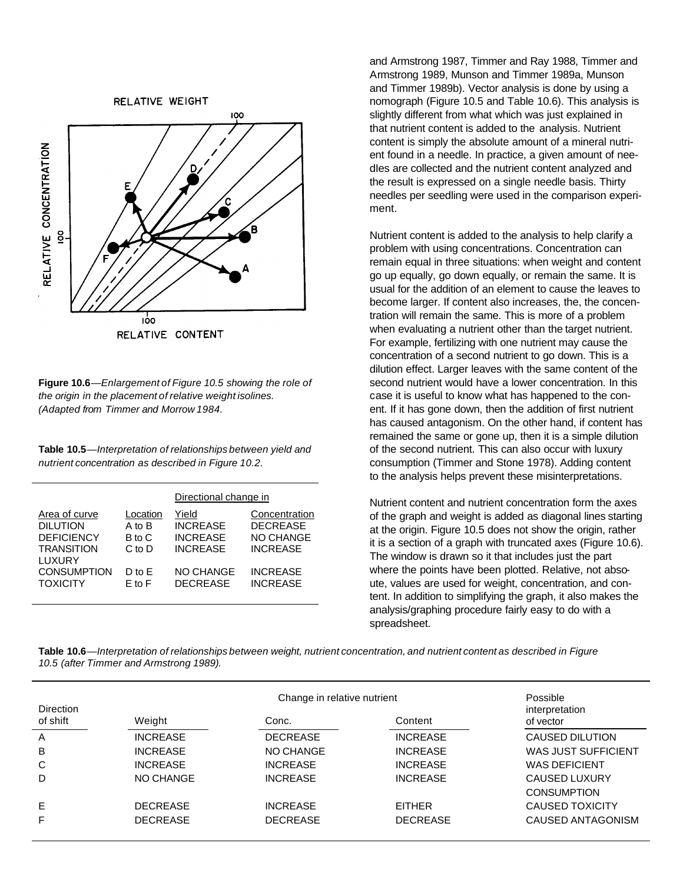**Figure 10.6**—*Enlargement of Figure 10.5 showing the role of the origin in the placement of relative weight isolines. (Adapted from Timmer and Morrow 1984.*

**Table 10.5**—*Interpretation of relationships between yield and nutrient concentration as described in Figure 10.2.*

| | | Directional change in | |
|---|---|---|---|
| Area of curve | Location | Yield | Concentration |
| DILUTION | A to B | INCREASE | DECREASE |
| DEFICIENCY | B to C | INCREASE | NO CHANGE |
| TRANSITION | C to D | INCREASE | INCREASE |
| LUXURY CONSUMPTION | D to E | NO CHANGE | INCREASE |
| TOXICITY | E to F | DECREASE | INCREASE |

and Armstrong 1987, Timmer and Ray 1988, Timmer and Armstrong 1989, Munson and Timmer 1989a, Munson and Timmer 1989b). Vector analysis is done by using a nomograph (Figure 10.5 and Table 10.6). This analysis is slightly different from what which was just explained in that nutrient content is added to the analysis. Nutrient content is simply the absolute amount of a mineral nutrient found in a needle. In practice, a given amount of needles are collected and the nutrient content analyzed and the result is expressed on a single needle basis. Thirty needles per seedling were used in the comparison experiment.

Nutrient content is added to the analysis to help clarify a problem with using concentrations. Concentration can remain equal in three situations: when weight and content go up equally, go down equally, or remain the same. It is usual for the addition of an element to cause the leaves to become larger. If content also increases, the, the concentration will remain the same. This is more of a problem when evaluating a nutrient other than the target nutrient. For example, fertilizing with one nutrient may cause the concentration of a second nutrient to go down. This is a dilution effect. Larger leaves with the same content of the second nutrient would have a lower concentration. In this case it is useful to know what has happened to the conent. If it has gone down, then the addition of first nutrient has caused antagonism. On the other hand, if content has remained the same or gone up, then it is a simple dilution of the second nutrient. This can also occur with luxury consumption (Timmer and Stone 1978). Adding content to the analysis helps prevent these misinterpretations.

Nutrient content and nutrient concentration form the axes of the graph and weight is added as diagonal lines starting at the origin. Figure 10.5 does not show the origin, rather it is a section of a graph with truncated axes (Figure 10.6). The window is drawn so it that includes just the part where the points have been plotted. Relative, not absoute, values are used for weight, concentration, and content. In addition to simplifying the graph, it also makes the analysis/graphing procedure fairly easy to do with a spreadsheet.

**Table 10.6**—*Interpretation of relationships between weight, nutrient concentration, and nutrient content as described in Figure 10.5 (after Timmer and Armstrong 1989).*

| Direction of shift | Change in relative nutrient | | | Possible interpretation of vector |
|---|---|---|---|---|
| | Weight | Conc. | Content | |
| A | INCREASE | DECREASE | INCREASE | CAUSED DILUTION |
| B | INCREASE | NO CHANGE | INCREASE | WAS JUST SUFFICIENT |
| C | INCREASE | INCREASE | INCREASE | WAS DEFICIENT |
| D | NO CHANGE | INCREASE | INCREASE | CAUSED LUXURY CONSUMPTION |
| E | DECREASE | INCREASE | EITHER | CAUSED TOXICITY |
| F | DECREASE | DECREASE | DECREASE | CAUSED ANTAGONISM |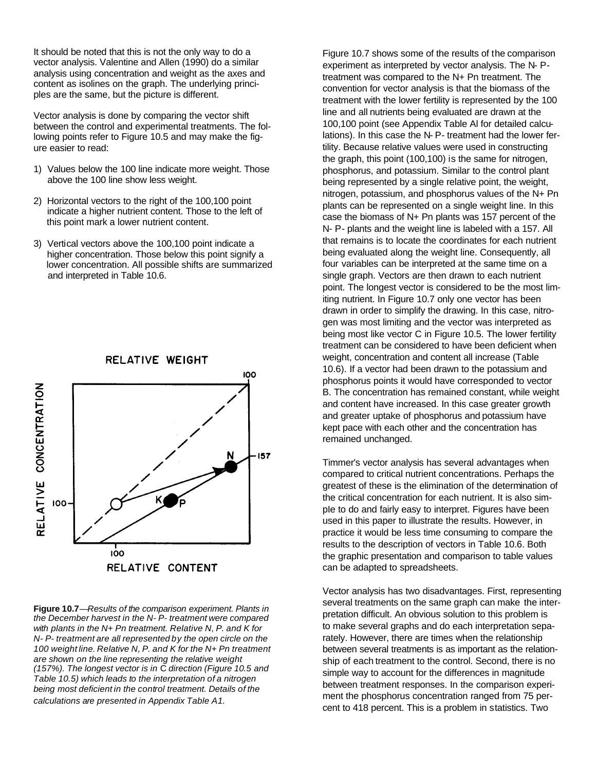It should be noted that this is not the only way to do a vector analysis. Valentine and Allen (1990) do a similar analysis using concentration and weight as the axes and content as isolines on the graph. The underlying principles are the same, but the picture is different.

Vector analysis is done by comparing the vector shift between the control and experimental treatments. The following points refer to Figure 10.5 and may make the figure easier to read:

1) Values below the 100 line indicate more weight. Those above the 100 line show less weight.
2) Horizontal vectors to the right of the 100,100 point indicate a higher nutrient content. Those to the left of this point mark a lower nutrient content.
3) Vertical vectors above the 100,100 point indicate a higher concentration. Those below this point signify a lower concentration. All possible shifts are summarized and interpreted in Table 10.6.

**Figure 10.7**—*Results of the comparison experiment. Plants in the December harvest in the N- P- treatment were compared with plants in the N+ Pn treatment. Relative N, P. and K for N- P- treatment are all represented by the open circle on the 100 weight line. Relative N, P. and K for the N+ Pn treatment are shown on the line representing the relative weight (157%). The longest vector is in C direction (Figure 10.5 and Table 10.5) which leads to the interpretation of a nitrogen being most deficient in the control treatment. Details of the calculations are presented in Appendix Table A1.*

Figure 10.7 shows some of the results of the comparison experiment as interpreted by vector analysis. The N- P- treatment was compared to the N+ Pn treatment. The convention for vector analysis is that the biomass of the treatment with the lower fertility is represented by the 100 line and all nutrients being evaluated are drawn at the 100,100 point (see Appendix Table Al for detailed calculations). In this case the N- P- treatment had the lower fertility. Because relative values were used in constructing the graph, this point (100,100) is the same for nitrogen, phosphorus, and potassium. Similar to the control plant being represented by a single relative point, the weight, nitrogen, potassium, and phosphorus values of the N+ Pn plants can be represented on a single weight line. In this case the biomass of N+ Pn plants was 157 percent of the N- P- plants and the weight line is labeled with a 157. All that remains is to locate the coordinates for each nutrient being evaluated along the weight line. Consequently, all four variables can be interpreted at the same time on a single graph. Vectors are then drawn to each nutrient point. The longest vector is considered to be the most limiting nutrient. In Figure 10.7 only one vector has been drawn in order to simplify the drawing. In this case, nitrogen was most limiting and the vector was interpreted as being most like vector C in Figure 10.5. The lower fertility treatment can be considered to have been deficient when weight, concentration and content all increase (Table 10.6). If a vector had been drawn to the potassium and phosphorus points it would have corresponded to vector B. The concentration has remained constant, while weight and content have increased. In this case greater growth and greater uptake of phosphorus and potassium have kept pace with each other and the concentration has remained unchanged.

Timmer's vector analysis has several advantages when compared to critical nutrient concentrations. Perhaps the greatest of these is the elimination of the determination of the critical concentration for each nutrient. It is also simple to do and fairly easy to interpret. Figures have been used in this paper to illustrate the results. However, in practice it would be less time consuming to compare the results to the description of vectors in Table 10.6. Both the graphic presentation and comparison to table values can be adapted to spreadsheets.

Vector analysis has two disadvantages. First, representing several treatments on the same graph can make the interpretation difficult. An obvious solution to this problem is to make several graphs and do each interpretation separately. However, there are times when the relationship between several treatments is as important as the relationship of each treatment to the control. Second, there is no simple way to account for the differences in magnitude between treatment responses. In the comparison experiment the phosphorus concentration ranged from 75 percent to 418 percent. This is a problem in statistics. Two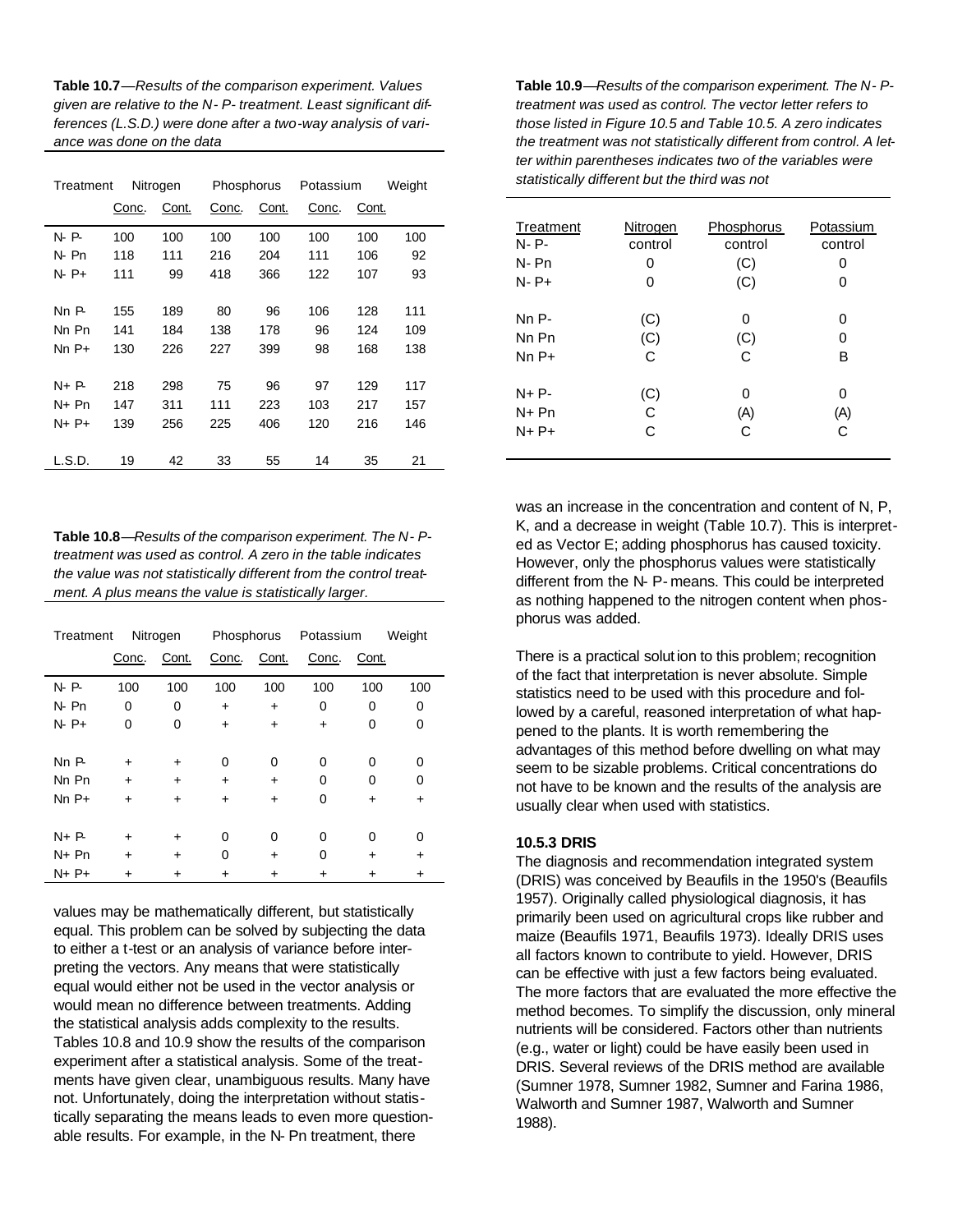**Table 10.7**—*Results of the comparison experiment. Values given are relative to the N- P- treatment. Least significant differences (L.S.D.) were done after a two-way analysis of variance was done on the data*

| Treatment | Nitrogen | | Phosphorus | | Potassium | | Weight |
|---|---|---|---|---|---|---|---|
| | Conc. | Cont. | Conc. | Cont. | Conc. | Cont. | |
| N- P- | 100 | 100 | 100 | 100 | 100 | 100 | 100 |
| N- Pn | 118 | 111 | 216 | 204 | 111 | 106 | 92 |
| N- P+ | 111 | 99 | 418 | 366 | 122 | 107 | 93 |
| Nn P- | 155 | 189 | 80 | 96 | 106 | 128 | 111 |
| Nn Pn | 141 | 184 | 138 | 178 | 96 | 124 | 109 |
| Nn P+ | 130 | 226 | 227 | 399 | 98 | 168 | 138 |
| N+ P- | 218 | 298 | 75 | 96 | 97 | 129 | 117 |
| N+ Pn | 147 | 311 | 111 | 223 | 103 | 217 | 157 |
| N+ P+ | 139 | 256 | 225 | 406 | 120 | 216 | 146 |
| L.S.D. | 19 | 42 | 33 | 55 | 14 | 35 | 21 |

**Table 10.8**—*Results of the comparison experiment. The N- P- treatment was used as control. A zero in the table indicates the value was not statistically different from the control treatment. A plus means the value is statistically larger.*

| Treatment | Nitrogen | | Phosphorus | | Potassium | | Weight |
|---|---|---|---|---|---|---|---|
| | Conc. | Cont. | Conc. | Cont. | Conc. | Cont. | |
| N- P- | 100 | 100 | 100 | 100 | 100 | 100 | 100 |
| N- Pn | 0 | 0 | + | + | 0 | 0 | 0 |
| N- P+ | 0 | 0 | + | + | + | 0 | 0 |
| Nn P- | + | + | 0 | 0 | 0 | 0 | 0 |
| Nn Pn | + | + | + | + | 0 | 0 | 0 |
| Nn P+ | + | + | + | + | 0 | + | + |
| N+ P- | + | + | 0 | 0 | 0 | 0 | 0 |
| N+ Pn | + | + | 0 | + | 0 | + | + |
| N+ P+ | + | + | + | + | + | + | + |

values may be mathematically different, but statistically equal. This problem can be solved by subjecting the data to either a t-test or an analysis of variance before interpreting the vectors. Any means that were statistically equal would either not be used in the vector analysis or would mean no difference between treatments. Adding the statistical analysis adds complexity to the results. Tables 10.8 and 10.9 show the results of the comparison experiment after a statistical analysis. Some of the treatments have given clear, unambiguous results. Many have not. Unfortunately, doing the interpretation without statistically separating the means leads to even more questionable results. For example, in the N- Pn treatment, there

**Table 10.9**—*Results of the comparison experiment. The N- P- treatment was used as control. The vector letter refers to those listed in Figure 10.5 and Table 10.5. A zero indicates the treatment was not statistically different from control. A letter within parentheses indicates two of the variables were statistically different but the third was not*

| Treatment | Nitrogen | Phosphorus | Potassium |
|---|---|---|---|
| N- P- | control | control | control |
| N- Pn | 0 | (C) | 0 |
| N- P+ | 0 | (C) | 0 |
| Nn P- | (C) | 0 | 0 |
| Nn Pn | (C) | (C) | 0 |
| Nn P+ | C | C | B |
| N+ P- | (C) | 0 | 0 |
| N+ Pn | C | (A) | (A) |
| N+ P+ | C | C | C |

was an increase in the concentration and content of N, P, K, and a decrease in weight (Table 10.7). This is interpreted as Vector E; adding phosphorus has caused toxicity. However, only the phosphorus values were statistically different from the N- P- means. This could be interpreted as nothing happened to the nitrogen content when phosphorus was added.

There is a practical solution to this problem; recognition of the fact that interpretation is never absolute. Simple statistics need to be used with this procedure and followed by a careful, reasoned interpretation of what happened to the plants. It is worth remembering the advantages of this method before dwelling on what may seem to be sizable problems. Critical concentrations do not have to be known and the results of the analysis are usually clear when used with statistics.

### 10.5.3 DRIS

The diagnosis and recommendation integrated system (DRIS) was conceived by Beaufils in the 1950's (Beaufils 1957). Originally called physiological diagnosis, it has primarily been used on agricultural crops like rubber and maize (Beaufils 1971, Beaufils 1973). Ideally DRIS uses all factors known to contribute to yield. However, DRIS can be effective with just a few factors being evaluated. The more factors that are evaluated the more effective the method becomes. To simplify the discussion, only mineral nutrients will be considered. Factors other than nutrients (e.g., water or light) could be have easily been used in DRIS. Several reviews of the DRIS method are available (Sumner 1978, Sumner 1982, Sumner and Farina 1986, Walworth and Sumner 1987, Walworth and Sumner 1988).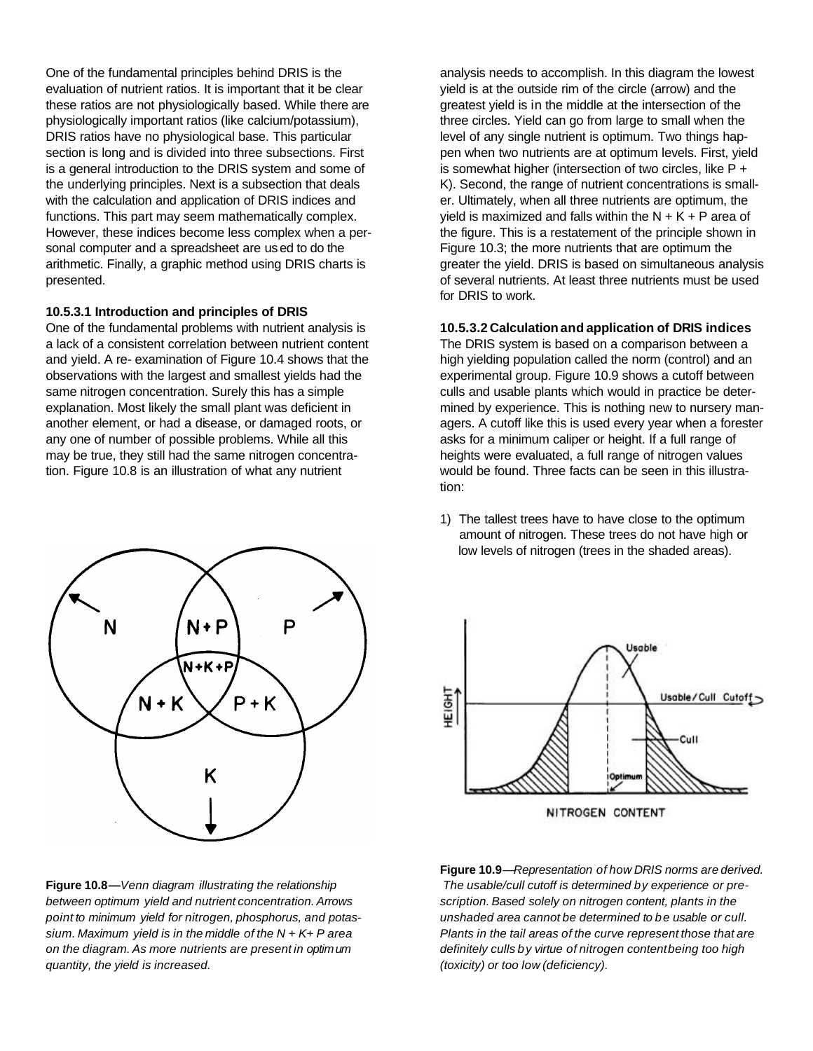One of the fundamental principles behind DRIS is the evaluation of nutrient ratios. It is important that it be clear these ratios are not physiologically based. While there are physiologically important ratios (like calcium/potassium), DRIS ratios have no physiological base. This particular section is long and is divided into three subsections. First is a general introduction to the DRIS system and some of the underlying principles. Next is a subsection that deals with the calculation and application of DRIS indices and functions. This part may seem mathematically complex. However, these indices become less complex when a personal computer and a spreadsheet are used to do the arithmetic. Finally, a graphic method using DRIS charts is presented.

#### 10.5.3.1 Introduction and principles of DRIS

One of the fundamental problems with nutrient analysis is a lack of a consistent correlation between nutrient content and yield. A re- examination of Figure 10.4 shows that the observations with the largest and smallest yields had the same nitrogen concentration. Surely this has a simple explanation. Most likely the small plant was deficient in another element, or had a disease, or damaged roots, or any one of number of possible problems. While all this may be true, they still had the same nitrogen concentration. Figure 10.8 is an illustration of what any nutrient analysis needs to accomplish. In this diagram the lowest yield is at the outside rim of the circle (arrow) and the greatest yield is in the middle at the intersection of the three circles. Yield can go from large to small when the level of any single nutrient is optimum. Two things happen when two nutrients are at optimum levels. First, yield is somewhat higher (intersection of two circles, like P + K). Second, the range of nutrient concentrations is smaller. Ultimately, when all three nutrients are optimum, the yield is maximized and falls within the N + K + P area of the figure. This is a restatement of the principle shown in Figure 10.3; the more nutrients that are optimum the greater the yield. DRIS is based on simultaneous analysis of several nutrients. At least three nutrients must be used for DRIS to work.

**Figure 10.8**—*Venn diagram illustrating the relationship between optimum yield and nutrient concentration. Arrows point to minimum yield for nitrogen, phosphorus, and potassium. Maximum yield is in the middle of the N + K+ P area on the diagram. As more nutrients are present in optimum quantity, the yield is increased.*

#### 10.5.3.2 Calculation and application of DRIS indices

The DRIS system is based on a comparison between a high yielding population called the norm (control) and an experimental group. Figure 10.9 shows a cutoff between culls and usable plants which would in practice be determined by experience. This is nothing new to nursery managers. A cutoff like this is used every year when a forester asks for a minimum caliper or height. If a full range of heights were evaluated, a full range of nitrogen values would be found. Three facts can be seen in this illustration:

1) The tallest trees have to have close to the optimum amount of nitrogen. These trees do not have high or low levels of nitrogen (trees in the shaded areas).

**Figure 10.9**—*Representation of how DRIS norms are derived. The usable/cull cutoff is determined by experience or prescription. Based solely on nitrogen content, plants in the unshaded area cannot be determined to be usable or cull. Plants in the tail areas of the curve represent those that are definitely culls by virtue of nitrogen content being too high (toxicity) or too low (deficiency).*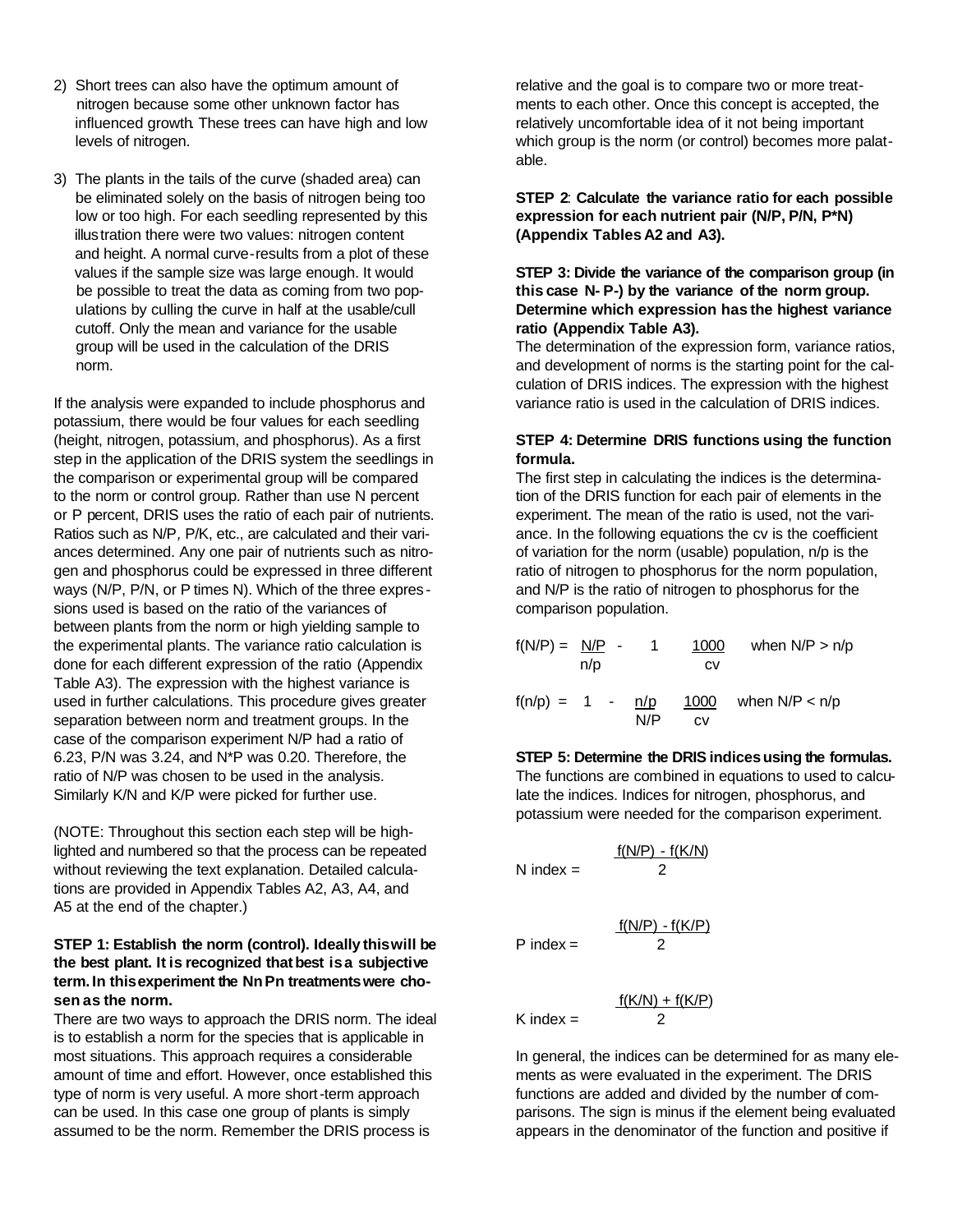2) Short trees can also have the optimum amount of nitrogen because some other unknown factor has influenced growth. These trees can have high and low levels of nitrogen.

3) The plants in the tails of the curve (shaded area) can be eliminated solely on the basis of nitrogen being too low or too high. For each seedling represented by this illustration there were two values: nitrogen content and height. A normal curve-results from a plot of these values if the sample size was large enough. It would be possible to treat the data as coming from two populations by culling the curve in half at the usable/cull cutoff. Only the mean and variance for the usable group will be used in the calculation of the DRIS norm.

If the analysis were expanded to include phosphorus and potassium, there would be four values for each seedling (height, nitrogen, potassium, and phosphorus). As a first step in the application of the DRIS system the seedlings in the comparison or experimental group will be compared to the norm or control group. Rather than use N percent or P percent, DRIS uses the ratio of each pair of nutrients. Ratios such as N/P, P/K, etc., are calculated and their variances determined. Any one pair of nutrients such as nitrogen and phosphorus could be expressed in three different ways (N/P, P/N, or P times N). Which of the three expressions used is based on the ratio of the variances of between plants from the norm or high yielding sample to the experimental plants. The variance ratio calculation is done for each different expression of the ratio (Appendix Table A3). The expression with the highest variance is used in further calculations. This procedure gives greater separation between norm and treatment groups. In the case of the comparison experiment N/P had a ratio of 6.23, P/N was 3.24, and N*P was 0.20. Therefore, the ratio of N/P was chosen to be used in the analysis. Similarly K/N and K/P were picked for further use.

(NOTE: Throughout this section each step will be highlighted and numbered so that the process can be repeated without reviewing the text explanation. Detailed calculations are provided in Appendix Tables A2, A3, A4, and A5 at the end of the chapter.)

**STEP 1: Establish the norm (control). Ideally this will be the best plant. It is recognized that best is a subjective term. In this experiment the NnPn treatments were chosen as the norm.**

There are two ways to approach the DRIS norm. The ideal is to establish a norm for the species that is applicable in most situations. This approach requires a considerable amount of time and effort. However, once established this type of norm is very useful. A more short-term approach can be used. In this case one group of plants is simply assumed to be the norm. Remember the DRIS process is relative and the goal is to compare two or more treatments to each other. Once this concept is accepted, the relatively uncomfortable idea of it not being important which group is the norm (or control) becomes more palatable.

**STEP 2: Calculate the variance ratio for each possible expression for each nutrient pair (N/P, P/N, P*N) (Appendix Tables A2 and A3).**

**STEP 3: Divide the variance of the comparison group (in this case N- P-) by the variance of the norm group. Determine which expression has the highest variance ratio (Appendix Table A3).**

The determination of the expression form, variance ratios, and development of norms is the starting point for the calculation of DRIS indices. The expression with the highest variance ratio is used in the calculation of DRIS indices.

**STEP 4: Determine DRIS functions using the function formula.**

The first step in calculating the indices is the determination of the DRIS function for each pair of elements in the experiment. The mean of the ratio is used, not the variance. In the following equations the cv is the coefficient of variation for the norm (usable) population, n/p is the ratio of nitrogen to phosphorus for the norm population, and N/P is the ratio of nitrogen to phosphorus for the comparison population.

$$f(N/P) = \frac{N/P}{n/p} - 1 \quad \frac{1000}{cv} \qquad \text{when } N/P > n/p$$

$$f(n/p) = 1 - \frac{n/p}{N/P} \quad \frac{1000}{cv} \qquad \text{when } N/P < n/p$$

**STEP 5: Determine the DRIS indices using the formulas.**

The functions are combined in equations to used to calculate the indices. Indices for nitrogen, phosphorus, and potassium were needed for the comparison experiment.

$$N \text{ index} = \frac{f(N/P) - f(K/N)}{2}$$

$$P \text{ index} = \frac{f(N/P) - f(K/P)}{2}$$

$$K \text{ index} = \frac{f(K/N) + f(K/P)}{2}$$

In general, the indices can be determined for as many elements as were evaluated in the experiment. The DRIS functions are added and divided by the number of comparisons. The sign is minus if the element being evaluated appears in the denominator of the function and positive if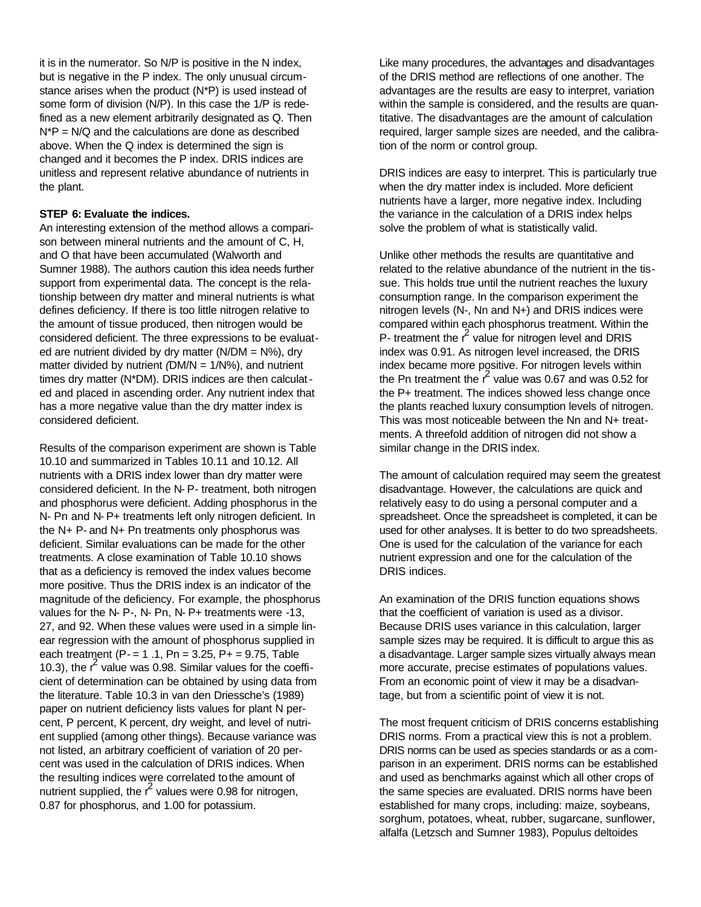it is in the numerator. So N/P is positive in the N index, but is negative in the P index. The only unusual circumstance arises when the product (N*P) is used instead of some form of division (N/P). In this case the 1/P is redefined as a new element arbitrarily designated as Q. Then N*P = N/Q and the calculations are done as described above. When the Q index is determined the sign is changed and it becomes the P index. DRIS indices are unitless and represent relative abundance of nutrients in the plant.

**STEP 6: Evaluate the indices.**

An interesting extension of the method allows a comparison between mineral nutrients and the amount of C, H, and O that have been accumulated (Walworth and Sumner 1988). The authors caution this idea needs further support from experimental data. The concept is the relationship between dry matter and mineral nutrients is what defines deficiency. If there is too little nitrogen relative to the amount of tissue produced, then nitrogen would be considered deficient. The three expressions to be evaluated are nutrient divided by dry matter (N/DM = N%), dry matter divided by nutrient *(*DM/N = 1/N%), and nutrient times dry matter (N*DM). DRIS indices are then calculated and placed in ascending order. Any nutrient index that has a more negative value than the dry matter index is considered deficient.

Results of the comparison experiment are shown is Table 10.10 and summarized in Tables 10.11 and 10.12. All nutrients with a DRIS index lower than dry matter were considered deficient. In the N- P- treatment, both nitrogen and phosphorus were deficient. Adding phosphorus in the N- Pn and N- P+ treatments left only nitrogen deficient. In the N+ P- and N+ Pn treatments only phosphorus was deficient. Similar evaluations can be made for the other treatments. A close examination of Table 10.10 shows that as a deficiency is removed the index values become more positive. Thus the DRIS index is an indicator of the magnitude of the deficiency. For example, the phosphorus values for the N- P-, N- Pn, N- P+ treatments were -13, 27, and 92. When these values were used in a simple linear regression with the amount of phosphorus supplied in each treatment (P- = 1 .1, Pn = 3.25, P+ = 9.75, Table 10.3), the $r^2$ value was 0.98. Similar values for the coefficient of determination can be obtained by using data from the literature. Table 10.3 in van den Driessche's (1989) paper on nutrient deficiency lists values for plant N percent, P percent, K percent, dry weight, and level of nutrient supplied (among other things). Because variance was not listed, an arbitrary coefficient of variation of 20 percent was used in the calculation of DRIS indices. When the resulting indices were correlated to the amount of nutrient supplied, the $r^2$ values were 0.98 for nitrogen, 0.87 for phosphorus, and 1.00 for potassium.

Like many procedures, the advantages and disadvantages of the DRIS method are reflections of one another. The advantages are the results are easy to interpret, variation within the sample is considered, and the results are quantitative. The disadvantages are the amount of calculation required, larger sample sizes are needed, and the calibration of the norm or control group.

DRIS indices are easy to interpret. This is particularly true when the dry matter index is included. More deficient nutrients have a larger, more negative index. Including the variance in the calculation of a DRIS index helps solve the problem of what is statistically valid.

Unlike other methods the results are quantitative and related to the relative abundance of the nutrient in the tissue. This holds true until the nutrient reaches the luxury consumption range. In the comparison experiment the nitrogen levels (N-, Nn and N+) and DRIS indices were compared within each phosphorus treatment. Within the P- treatment the $r^2$ value for nitrogen level and DRIS index was 0.91. As nitrogen level increased, the DRIS index became more positive. For nitrogen levels within the Pn treatment the $r^2$ value was 0.67 and was 0.52 for the P+ treatment. The indices showed less change once the plants reached luxury consumption levels of nitrogen. This was most noticeable between the Nn and N+ treatments. A threefold addition of nitrogen did not show a similar change in the DRIS index.

The amount of calculation required may seem the greatest disadvantage. However, the calculations are quick and relatively easy to do using a personal computer and a spreadsheet. Once the spreadsheet is completed, it can be used for other analyses. It is better to do two spreadsheets. One is used for the calculation of the variance for each nutrient expression and one for the calculation of the DRIS indices.

An examination of the DRIS function equations shows that the coefficient of variation is used as a divisor. Because DRIS uses variance in this calculation, larger sample sizes may be required. It is difficult to argue this as a disadvantage. Larger sample sizes virtually always mean more accurate, precise estimates of populations values. From an economic point of view it may be a disadvantage, but from a scientific point of view it is not.

The most frequent criticism of DRIS concerns establishing DRIS norms. From a practical view this is not a problem. DRIS norms can be used as species standards or as a comparison in an experiment. DRIS norms can be established and used as benchmarks against which all other crops of the same species are evaluated. DRIS norms have been established for many crops, including: maize, soybeans, sorghum, potatoes, wheat, rubber, sugarcane, sunflower, alfalfa (Letzsch and Sumner 1983), Populus deltoides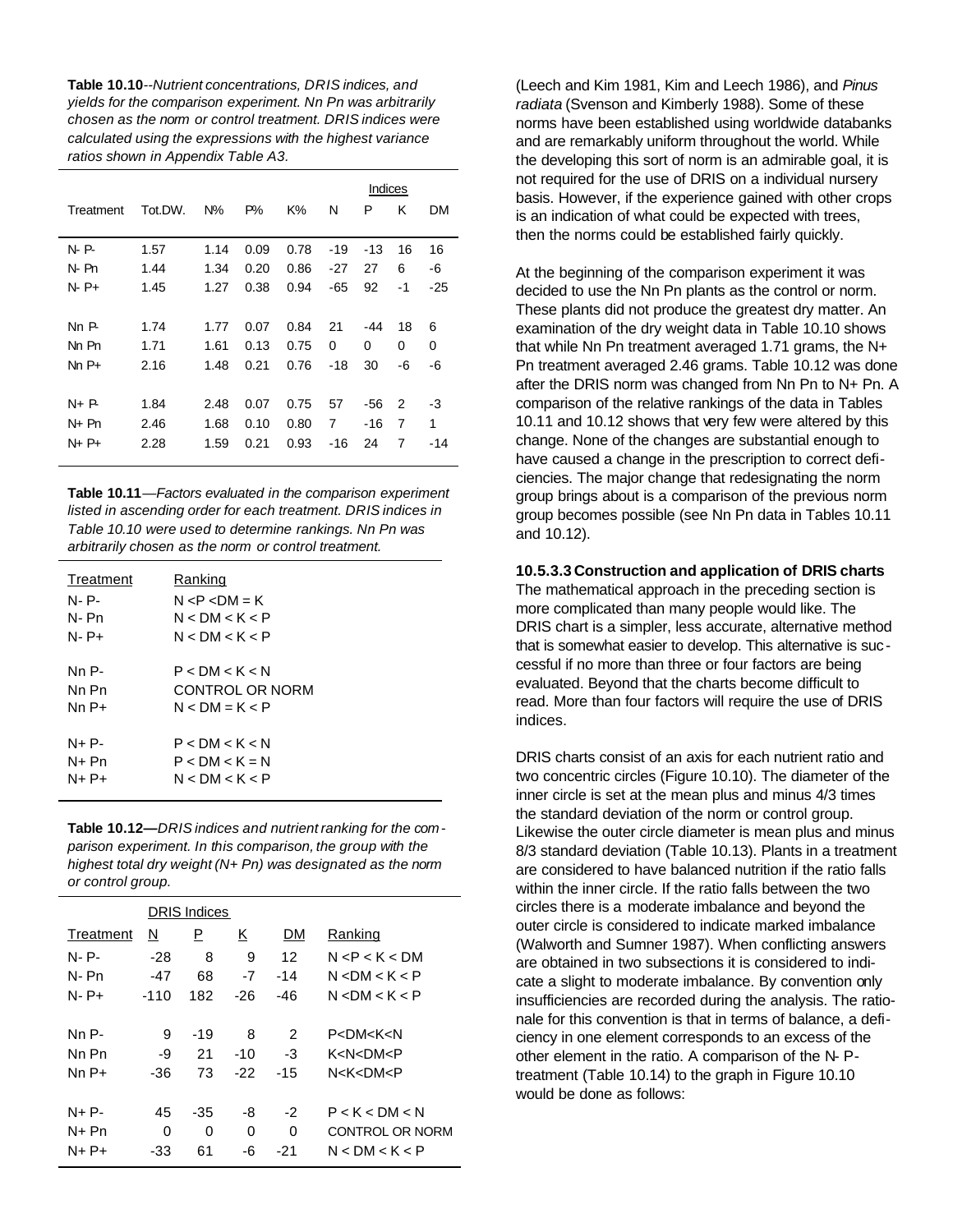**Table 10.10**--*Nutrient concentrations, DRIS indices, and yields for the comparison experiment. Nn Pn was arbitrarily chosen as the norm or control treatment. DRIS indices were calculated using the expressions with the highest variance ratios shown in Appendix Table A3.*

| | | | | | Indices | | | |
|---|---|---|---|---|---|---|---|---|
| Treatment | Tot.DW. | N% | P% | K% | N | P | K | DM |
| N- P- | 1.57 | 1.14 | 0.09 | 0.78 | -19 | -13 | 16 | 16 |
| N- Pn | 1.44 | 1.34 | 0.20 | 0.86 | -27 | 27 | 6 | -6 |
| N- P+ | 1.45 | 1.27 | 0.38 | 0.94 | -65 | 92 | -1 | -25 |
| Nn P- | 1.74 | 1.77 | 0.07 | 0.84 | 21 | -44 | 18 | 6 |
| Nn Pn | 1.71 | 1.61 | 0.13 | 0.75 | 0 | 0 | 0 | 0 |
| Nn P+ | 2.16 | 1.48 | 0.21 | 0.76 | -18 | 30 | -6 | -6 |
| N+ P- | 1.84 | 2.48 | 0.07 | 0.75 | 57 | -56 | 2 | -3 |
| N+ Pn | 2.46 | 1.68 | 0.10 | 0.80 | 7 | -16 | 7 | 1 |
| N+ P+ | 2.28 | 1.59 | 0.21 | 0.93 | -16 | 24 | 7 | -14 |

**Table 10.11**—*Factors evaluated in the comparison experiment listed in ascending order for each treatment. DRIS indices in Table 10.10 were used to determine rankings. Nn Pn was arbitrarily chosen as the norm or control treatment.*

| Treatment | Ranking |
|---|---|
| N- P- | N <P <DM = K |
| N- Pn | N < DM < K < P |
| N- P+ | N < DM < K < P |
| Nn P- | P < DM < K < N |
| Nn Pn | CONTROL OR NORM |
| Nn P+ | N < DM = K < P |
| N+ P- | P < DM < K < N |
| N+ Pn | P < DM < K = N |
| N+ P+ | N < DM < K < P |

**Table 10.12—***DRIS indices and nutrient ranking for the comparison experiment. In this comparison, the group with the highest total dry weight (N+ Pn) was designated as the norm or control group.*

| | DRIS Indices | | | | |
|---|---|---|---|---|---|
| Treatment | N | P | K | DM | Ranking |
| N- P- | -28 | 8 | 9 | 12 | N <P < K < DM |
| N- Pn | -47 | 68 | -7 | -14 | N <DM < K < P |
| N- P+ | -110 | 182 | -26 | -46 | N <DM < K < P |
| Nn P- | 9 | -19 | 8 | 2 | P<DM<K<N |
| Nn Pn | -9 | 21 | -10 | -3 | K<N<DM<P |
| Nn P+ | -36 | 73 | -22 | -15 | N<K<DM<P |
| N+ P- | 45 | -35 | -8 | -2 | P < K < DM < N |
| N+ Pn | 0 | 0 | 0 | 0 | CONTROL OR NORM |
| N+ P+ | -33 | 61 | -6 | -21 | N < DM < K < P |

(Leech and Kim 1981, Kim and Leech 1986), and *Pinus radiata* (Svenson and Kimberly 1988). Some of these norms have been established using worldwide databanks and are remarkably uniform throughout the world. While the developing this sort of norm is an admirable goal, it is not required for the use of DRIS on a individual nursery basis. However, if the experience gained with other crops is an indication of what could be expected with trees, then the norms could be established fairly quickly.

At the beginning of the comparison experiment it was decided to use the Nn Pn plants as the control or norm. These plants did not produce the greatest dry matter. An examination of the dry weight data in Table 10.10 shows that while Nn Pn treatment averaged 1.71 grams, the N+ Pn treatment averaged 2.46 grams. Table 10.12 was done after the DRIS norm was changed from Nn Pn to N+ Pn. A comparison of the relative rankings of the data in Tables 10.11 and 10.12 shows that very few were altered by this change. None of the changes are substantial enough to have caused a change in the prescription to correct deficiencies. The major change that redesignating the norm group brings about is a comparison of the previous norm group becomes possible (see Nn Pn data in Tables 10.11 and 10.12).

#### 10.5.3.3 Construction and application of DRIS charts

The mathematical approach in the preceding section is more complicated than many people would like. The DRIS chart is a simpler, less accurate, alternative method that is somewhat easier to develop. This alternative is successful if no more than three or four factors are being evaluated. Beyond that the charts become difficult to read. More than four factors will require the use of DRIS indices.

DRIS charts consist of an axis for each nutrient ratio and two concentric circles (Figure 10.10). The diameter of the inner circle is set at the mean plus and minus 4/3 times the standard deviation of the norm or control group. Likewise the outer circle diameter is mean plus and minus 8/3 standard deviation (Table 10.13). Plants in a treatment are considered to have balanced nutrition if the ratio falls within the inner circle. If the ratio falls between the two circles there is a moderate imbalance and beyond the outer circle is considered to indicate marked imbalance (Walworth and Sumner 1987). When conflicting answers are obtained in two subsections it is considered to indicate a slight to moderate imbalance. By convention only insufficiencies are recorded during the analysis. The rationale for this convention is that in terms of balance, a deficiency in one element corresponds to an excess of the other element in the ratio. A comparison of the N- P- treatment (Table 10.14) to the graph in Figure 10.10 would be done as follows: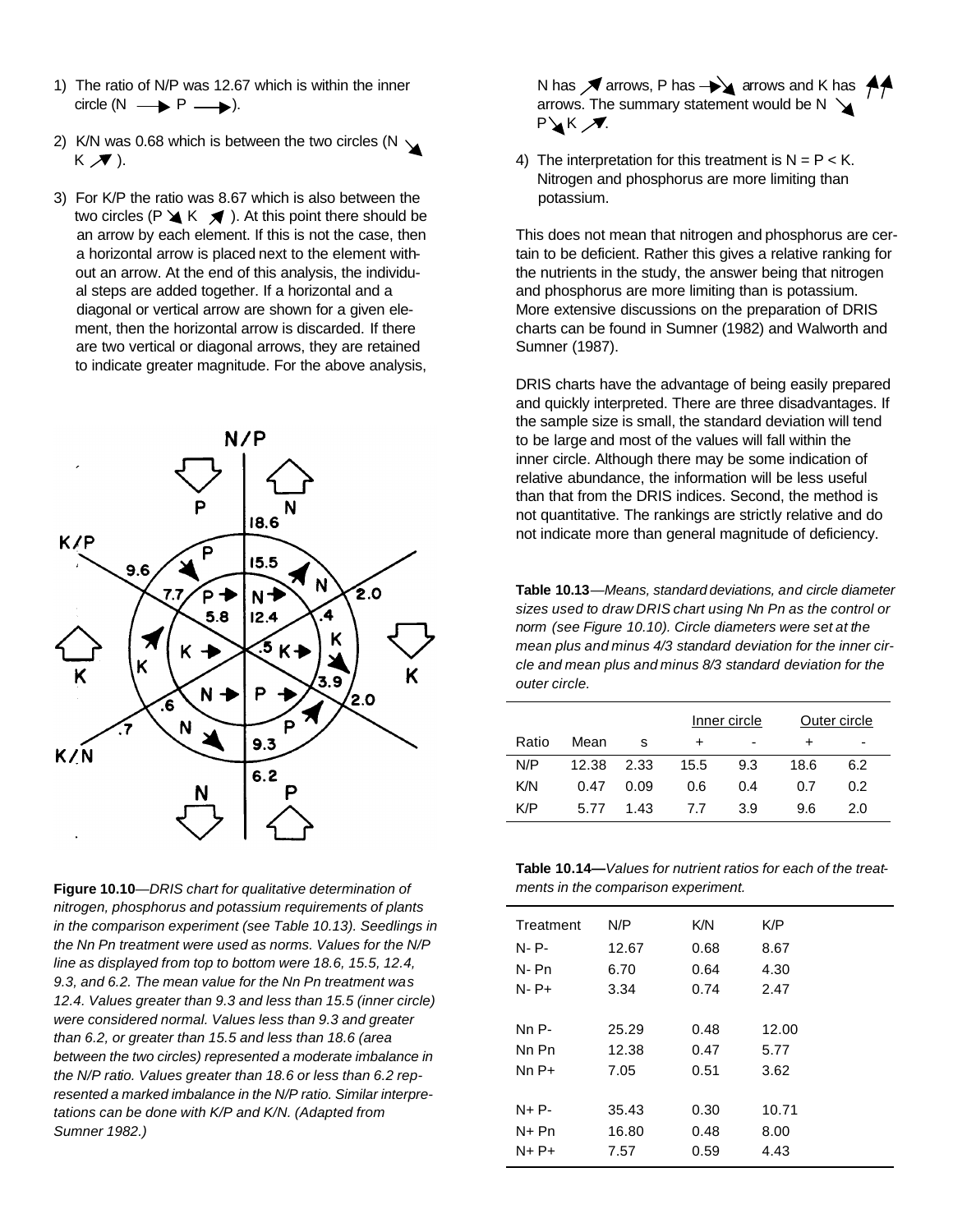1) The ratio of N/P was 12.67 which is within the inner circle (N → P →).

2) K/N was 0.68 which is between the two circles (N ↘ K ↗).

3) For K/P the ratio was 8.67 which is also between the two circles (P ↘ K ↗). At this point there should be an arrow by each element. If this is not the case, then a horizontal arrow is placed next to the element without an arrow. At the end of this analysis, the individual steps are added together. If a horizontal and a diagonal or vertical arrow are shown for a given element, then the horizontal arrow is discarded. If there are two vertical or diagonal arrows, they are retained to indicate greater magnitude. For the above analysis, N has ↗ arrows, P has →↘ arrows and K has ↑↑ arrows. The summary statement would be N ↘ P ↘ K ↗.

4) The interpretation for this treatment is N = P < K. Nitrogen and phosphorus are more limiting than potassium.

**Figure 10.10**—*DRIS chart for qualitative determination of nitrogen, phosphorus and potassium requirements of plants in the comparison experiment (see Table 10.13). Seedlings in the Nn Pn treatment were used as norms. Values for the N/P line as displayed from top to bottom were 18.6, 15.5, 12.4, 9.3, and 6.2. The mean value for the Nn Pn treatment was 12.4. Values greater than 9.3 and less than 15.5 (inner circle) were considered normal. Values less than 9.3 and greater than 6.2, or greater than 15.5 and less than 18.6 (area between the two circles) represented a moderate imbalance in the N/P ratio. Values greater than 18.6 or less than 6.2 represented a marked imbalance in the N/P ratio. Similar interpretations can be done with K/P and K/N. (Adapted from Sumner 1982.)*

This does not mean that nitrogen and phosphorus are certain to be deficient. Rather this gives a relative ranking for the nutrients in the study, the answer being that nitrogen and phosphorus are more limiting than is potassium. More extensive discussions on the preparation of DRIS charts can be found in Sumner (1982) and Walworth and Sumner (1987).

DRIS charts have the advantage of being easily prepared and quickly interpreted. There are three disadvantages. If the sample size is small, the standard deviation will tend to be large and most of the values will fall within the inner circle. Although there may be some indication of relative abundance, the information will be less useful than that from the DRIS indices. Second, the method is not quantitative. The rankings are strictly relative and do not indicate more than general magnitude of deficiency.

**Table 10.13**—*Means, standard deviations, and circle diameter sizes used to draw DRIS chart using Nn Pn as the control or norm (see Figure 10.10). Circle diameters were set at the mean plus and minus 4/3 standard deviation for the inner circle and mean plus and minus 8/3 standard deviation for the outer circle.*

| | | | Inner circle | | Outer circle | |
|---|---|---|---|---|---|---|
| Ratio | Mean | s | + | - | + | - |
| N/P | 12.38 | 2.33 | 15.5 | 9.3 | 18.6 | 6.2 |
| K/N | 0.47 | 0.09 | 0.6 | 0.4 | 0.7 | 0.2 |
| K/P | 5.77 | 1.43 | 7.7 | 3.9 | 9.6 | 2.0 |

**Table 10.14—***Values for nutrient ratios for each of the treatments in the comparison experiment.*

| Treatment | N/P | K/N | K/P |
|---|---|---|---|
| N- P- | 12.67 | 0.68 | 8.67 |
| N- Pn | 6.70 | 0.64 | 4.30 |
| N- P+ | 3.34 | 0.74 | 2.47 |
| | | | |
| Nn P- | 25.29 | 0.48 | 12.00 |
| Nn Pn | 12.38 | 0.47 | 5.77 |
| Nn P+ | 7.05 | 0.51 | 3.62 |
| | | | |
| N+ P- | 35.43 | 0.30 | 10.71 |
| N+ Pn | 16.80 | 0.48 | 8.00 |
| N+ P+ | 7.57 | 0.59 | 4.43 |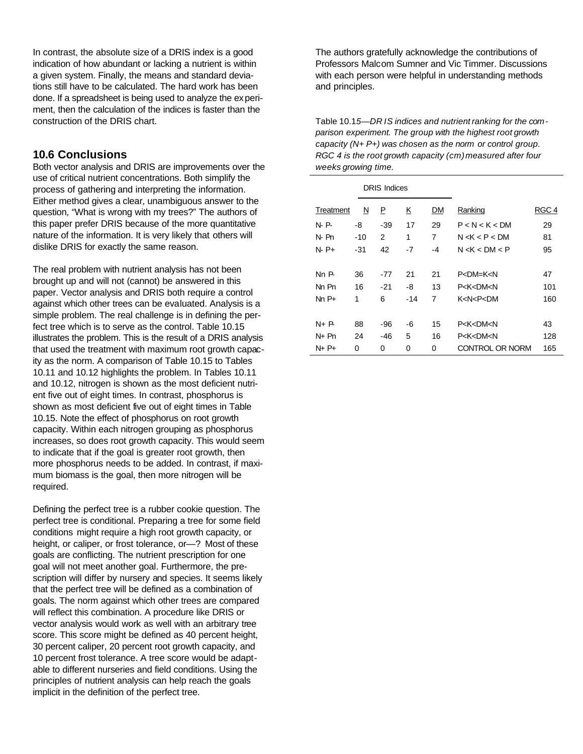In contrast, the absolute size of a DRIS index is a good indication of how abundant or lacking a nutrient is within a given system. Finally, the means and standard deviations still have to be calculated. The hard work has been done. If a spreadsheet is being used to analyze the experiment, then the calculation of the indices is faster than the construction of the DRIS chart.

## 10.6 Conclusions

Both vector analysis and DRIS are improvements over the use of critical nutrient concentrations. Both simplify the process of gathering and interpreting the information. Either method gives a clear, unambiguous answer to the question, "What is wrong with my trees?" The authors of this paper prefer DRIS because of the more quantitative nature of the information. It is very likely that others will dislike DRIS for exactly the same reason.

The real problem with nutrient analysis has not been brought up and will not (cannot) be answered in this paper. Vector analysis and DRIS both require a control against which other trees can be evaluated. Analysis is a simple problem. The real challenge is in defining the perfect tree which is to serve as the control. Table 10.15 illustrates the problem. This is the result of a DRIS analysis that used the treatment with maximum root growth capacity as the norm. A comparison of Table 10.15 to Tables 10.11 and 10.12 highlights the problem. In Tables 10.11 and 10.12, nitrogen is shown as the most deficient nutrient five out of eight times. In contrast, phosphorus is shown as most deficient five out of eight times in Table 10.15. Note the effect of phosphorus on root growth capacity. Within each nitrogen grouping as phosphorus increases, so does root growth capacity. This would seem to indicate that if the goal is greater root growth, then more phosphorus needs to be added. In contrast, if maximum biomass is the goal, then more nitrogen will be required.

Defining the perfect tree is a rubber cookie question. The perfect tree is conditional. Preparing a tree for some field conditions might require a high root growth capacity, or height, or caliper, or frost tolerance, or—? Most of these goals are conflicting. The nutrient prescription for one goal will not meet another goal. Furthermore, the prescription will differ by nursery and species. It seems likely that the perfect tree will be defined as a combination of goals. The norm against which other trees are compared will reflect this combination. A procedure like DRIS or vector analysis would work as well with an arbitrary tree score. This score might be defined as 40 percent height, 30 percent caliper, 20 percent root growth capacity, and 10 percent frost tolerance. A tree score would be adaptable to different nurseries and field conditions. Using the principles of nutrient analysis can help reach the goals implicit in the definition of the perfect tree.

The authors gratefully acknowledge the contributions of Professors Malcom Sumner and Vic Timmer. Discussions with each person were helpful in understanding methods and principles.

Table 10.15—*DRIS indices and nutrient ranking for the comparison experiment. The group with the highest root growth capacity (N+ P+) was chosen as the norm or control group. RGC 4 is the root growth capacity (cm) measured after four weeks growing time.*

| | DRIS Indices | | | | | |
|---|---|---|---|---|---|---|
| Treatment | N | P | K | DM | Ranking | RGC 4 |
| N- P- | -8 | -39 | 17 | 29 | P < N < K < DM | 29 |
| N- Pn | -10 | 2 | 1 | 7 | N < K < P < DM | 81 |
| N- P+ | -31 | 42 | -7 | -4 | N < K < DM < P | 95 |
| Nn P- | 36 | -77 | 21 | 21 | P<DM=K<N | 47 |
| Nn Pn | 16 | -21 | -8 | 13 | P<K<DM<N | 101 |
| Nn P+ | 1 | 6 | -14 | 7 | K<N<P<DM | 160 |
| N+ P- | 88 | -96 | -6 | 15 | P<K<DM<N | 43 |
| N+ Pn | 24 | -46 | 5 | 16 | P<K<DM<N | 128 |
| N+ P+ | 0 | 0 | 0 | 0 | CONTROL OR NORM | 165 |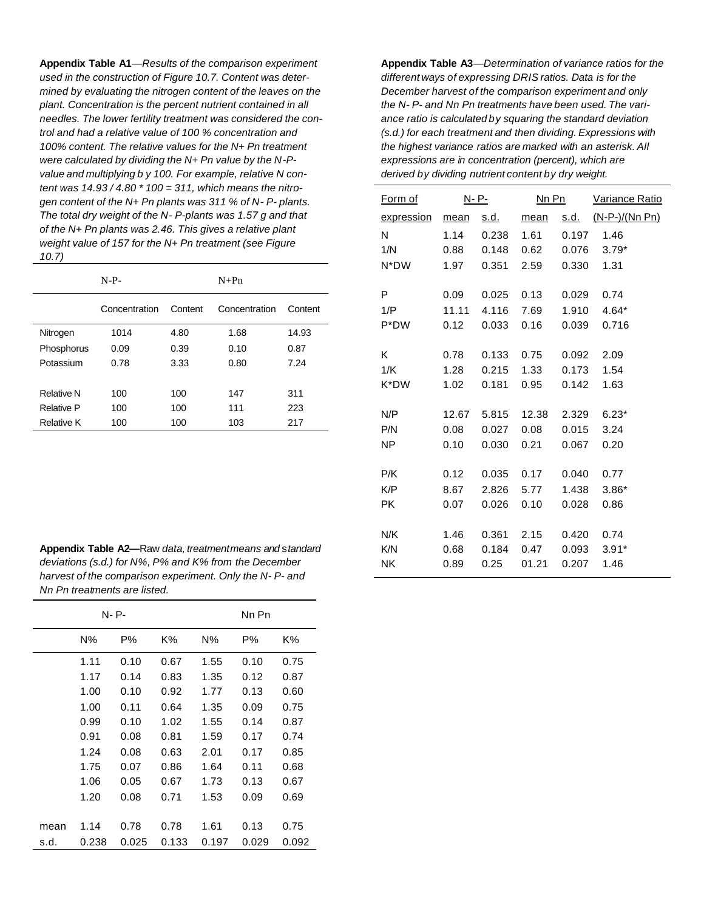**Appendix Table A1**—*Results of the comparison experiment used in the construction of Figure 10.7. Content was determined by evaluating the nitrogen content of the leaves on the plant. Concentration is the percent nutrient contained in all needles. The lower fertility treatment was considered the control and had a relative value of 100 % concentration and 100% content. The relative values for the N+ Pn treatment were calculated by dividing the N+ Pn value by the N-P- value and multiplying b y 100. For example, relative N content was 14.93 / 4.80 * 100 = 311, which means the nitrogen content of the N+ Pn plants was 311 % of N- P- plants. The total dry weight of the N- P-plants was 1.57 g and that of the N+ Pn plants was 2.46. This gives a relative plant weight value of 157 for the N+ Pn treatment (see Figure 10.7)*

| | N-P- | | N+Pn | |
|---|---|---|---|---|
| | Concentration | Content | Concentration | Content |
| Nitrogen | 1014 | 4.80 | 1.68 | 14.93 |
| Phosphorus | 0.09 | 0.39 | 0.10 | 0.87 |
| Potassium | 0.78 | 3.33 | 0.80 | 7.24 |
| | | | | |
| Relative N | 100 | 100 | 147 | 311 |
| Relative P | 100 | 100 | 111 | 223 |
| Relative K | 100 | 100 | 103 | 217 |

**Appendix Table A2—**Raw *data, treatment means and* s*tandard deviations (s.d.) for N%, P% and K% from the December harvest of the comparison experiment. Only the N- P- and Nn Pn treatments are listed.*

| | N- P- | | | Nn Pn | | |
|---|---|---|---|---|---|---|
| | N% | P% | K% | N% | P% | K% |
| | 1.11 | 0.10 | 0.67 | 1.55 | 0.10 | 0.75 |
| | 1.17 | 0.14 | 0.83 | 1.35 | 0.12 | 0.87 |
| | 1.00 | 0.10 | 0.92 | 1.77 | 0.13 | 0.60 |
| | 1.00 | 0.11 | 0.64 | 1.35 | 0.09 | 0.75 |
| | 0.99 | 0.10 | 1.02 | 1.55 | 0.14 | 0.87 |
| | 0.91 | 0.08 | 0.81 | 1.59 | 0.17 | 0.74 |
| | 1.24 | 0.08 | 0.63 | 2.01 | 0.17 | 0.85 |
| | 1.75 | 0.07 | 0.86 | 1.64 | 0.11 | 0.68 |
| | 1.06 | 0.05 | 0.67 | 1.73 | 0.13 | 0.67 |
| | 1.20 | 0.08 | 0.71 | 1.53 | 0.09 | 0.69 |
| | | | | | | |
| mean | 1.14 | 0.78 | 0.78 | 1.61 | 0.13 | 0.75 |
| s.d. | 0.238 | 0.025 | 0.133 | 0.197 | 0.029 | 0.092 |

**Appendix Table A3**—*Determination of variance ratios for the different ways of expressing DRIS ratios. Data is for the December harvest of the comparison experiment and only the N- P- and Nn Pn treatments have been used. The variance ratio is calculated by squaring the standard deviation (s.d.) for each treatment and then dividing. Expressions with the highest variance ratios are marked with an asterisk. All expressions are in concentration (percent), which are derived by dividing nutrient content by dry weight.*

| Form of | N- P- | | Nn Pn | | Variance Ratio |
|---|---|---|---|---|---|
| expression | mean | s.d. | mean | s.d. | (N-P-)/(Nn Pn) |
| N | 1.14 | 0.238 | 1.61 | 0.197 | 1.46 |
| 1/N | 0.88 | 0.148 | 0.62 | 0.076 | 3.79* |
| N*DW | 1.97 | 0.351 | 2.59 | 0.330 | 1.31 |
| | | | | | |
| P | 0.09 | 0.025 | 0.13 | 0.029 | 0.74 |
| 1/P | 11.11 | 4.116 | 7.69 | 1.910 | 4.64* |
| P*DW | 0.12 | 0.033 | 0.16 | 0.039 | 0.716 |
| | | | | | |
| K | 0.78 | 0.133 | 0.75 | 0.092 | 2.09 |
| 1/K | 1.28 | 0.215 | 1.33 | 0.173 | 1.54 |
| K*DW | 1.02 | 0.181 | 0.95 | 0.142 | 1.63 |
| | | | | | |
| N/P | 12.67 | 5.815 | 12.38 | 2.329 | 6.23* |
| P/N | 0.08 | 0.027 | 0.08 | 0.015 | 3.24 |
| NP | 0.10 | 0.030 | 0.21 | 0.067 | 0.20 |
| | | | | | |
| P/K | 0.12 | 0.035 | 0.17 | 0.040 | 0.77 |
| K/P | 8.67 | 2.826 | 5.77 | 1.438 | 3.86* |
| PK | 0.07 | 0.026 | 0.10 | 0.028 | 0.86 |
| | | | | | |
| N/K | 1.46 | 0.361 | 2.15 | 0.420 | 0.74 |
| K/N | 0.68 | 0.184 | 0.47 | 0.093 | 3.91* |
| NK | 0.89 | 0.25 | 01.21 | 0.207 | 1.46 |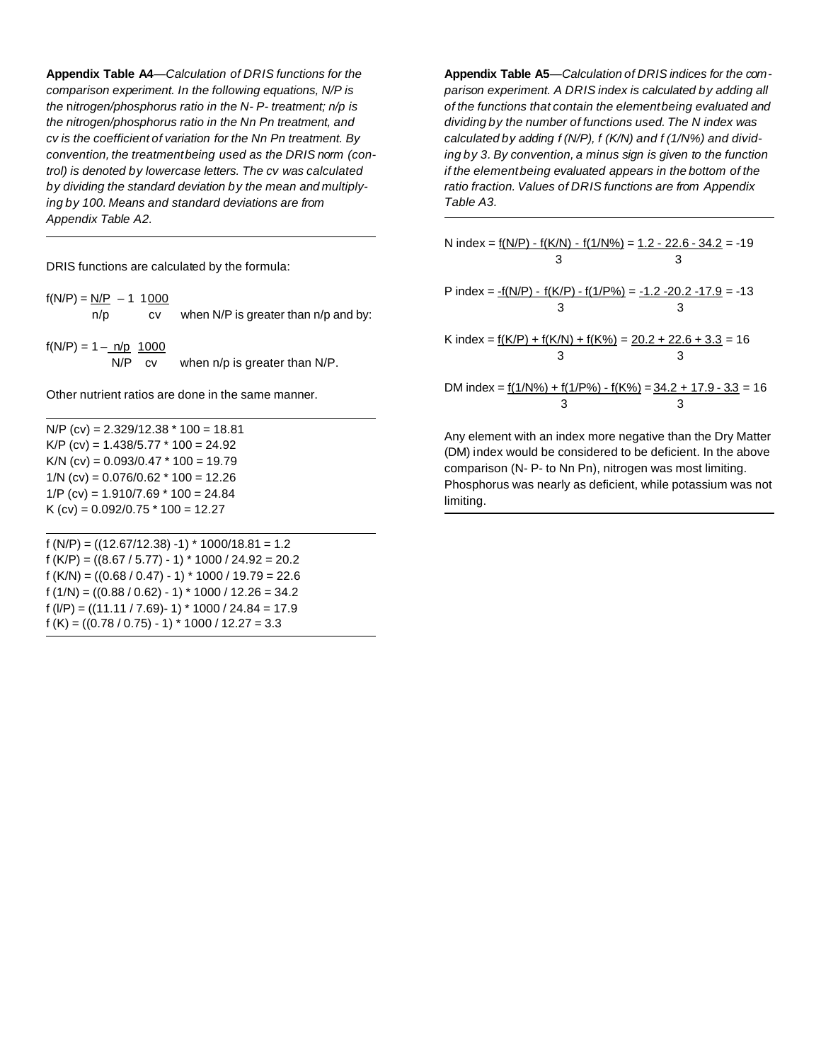**Appendix Table A4**—*Calculation of DRIS functions for the comparison experiment. In the following equations, N/P is the nitrogen/phosphorus ratio in the N- P- treatment; n/p is the nitrogen/phosphorus ratio in the Nn Pn treatment, and cv is the coefficient of variation for the Nn Pn treatment. By convention, the treatment being used as the DRIS norm (control) is denoted by lowercase letters. The cv was calculated by dividing the standard deviation by the mean and multiplying by 100. Means and standard deviations are from Appendix Table A2.*

DRIS functions are calculated by the formula:

$$f(N/P) = \frac{N/P}{n/p} - 1 \; \frac{1000}{cv} \quad \text{when N/P is greater than n/p and by:}$$

$$f(N/P) = 1 - \frac{n/p}{N/P} \; \frac{1000}{cv} \quad \text{when n/p is greater than N/P.}$$

Other nutrient ratios are done in the same manner.

N/P (cv) = 2.329/12.38 * 100 = 18.81
K/P (cv) = 1.438/5.77 * 100 = 24.92
K/N (cv) = 0.093/0.47 * 100 = 19.79
1/N (cv) = 0.076/0.62 * 100 = 12.26
1/P (cv) = 1.910/7.69 * 100 = 24.84
K (cv) = 0.092/0.75 * 100 = 12.27

f (N/P) = ((12.67/12.38) -1) * 1000/18.81 = 1.2
f (K/P) = ((8.67 / 5.77) - 1) * 1000 / 24.92 = 20.2
f (K/N) = ((0.68 / 0.47) - 1) * 1000 / 19.79 = 22.6
f (1/N) = ((0.88 / 0.62) - 1) * 1000 / 12.26 = 34.2
f (l/P) = ((11.11 / 7.69)- 1) * 1000 / 24.84 = 17.9
f (K) = ((0.78 / 0.75) - 1) * 1000 / 12.27 = 3.3

**Appendix Table A5**—*Calculation of DRIS indices for the comparison experiment. A DRIS index is calculated by adding all of the functions that contain the element being evaluated and dividing by the number of functions used. The N index was calculated by adding f (N/P), f (K/N) and f (1/N%) and dividing by 3. By convention, a minus sign is given to the function if the element being evaluated appears in the bottom of the ratio fraction. Values of DRIS functions are from Appendix Table A3.*

$$\text{N index} = \frac{f(N/P) - f(K/N) - f(1/N\%)}{3} = \frac{1.2 - 22.6 - 34.2}{3} = -19$$

$$\text{P index} = \frac{-f(N/P) - f(K/P) - f(1/P\%)}{3} = \frac{-1.2 - 20.2 - 17.9}{3} = -13$$

$$\text{K index} = \frac{f(K/P) + f(K/N) + f(K\%)}{3} = \frac{20.2 + 22.6 + 3.3}{3} = 16$$

$$\text{DM index} = \frac{f(1/N\%) + f(1/P\%) - f(K\%)}{3} = \frac{34.2 + 17.9 - 3.3}{3} = 16$$

Any element with an index more negative than the Dry Matter (DM) index would be considered to be deficient. In the above comparison (N- P- to Nn Pn), nitrogen was most limiting. Phosphorus was nearly as deficient, while potassium was not limiting.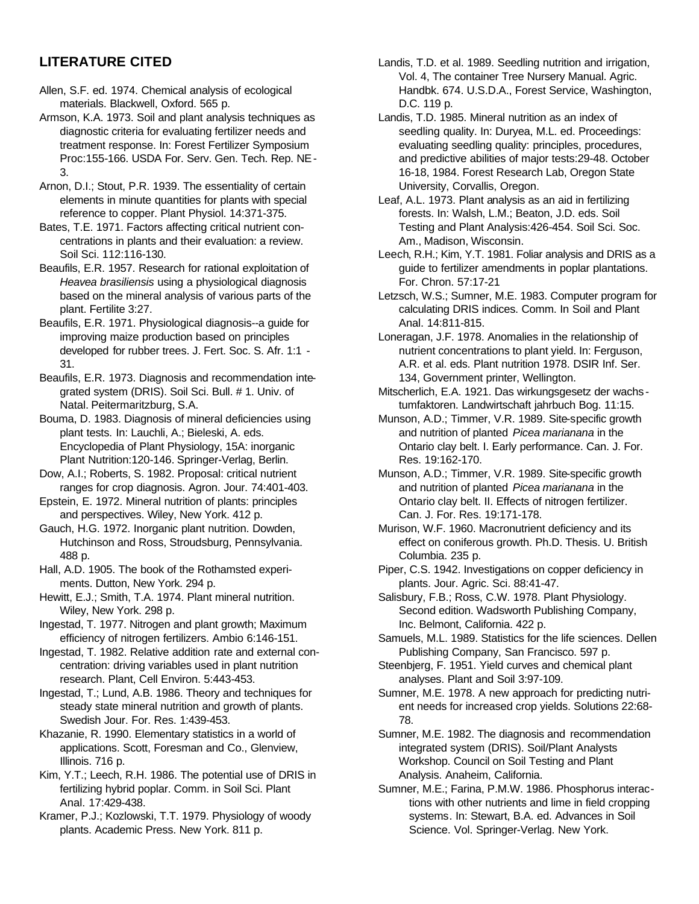## LITERATURE CITED

Allen, S.F. ed. 1974. Chemical analysis of ecological materials. Blackwell, Oxford. 565 p.

Armson, K.A. 1973. Soil and plant analysis techniques as diagnostic criteria for evaluating fertilizer needs and treatment response. In: Forest Fertilizer Symposium Proc:155-166. USDA For. Serv. Gen. Tech. Rep. NE-3.

Arnon, D.I.; Stout, P.R. 1939. The essentiality of certain elements in minute quantities for plants with special reference to copper. Plant Physiol. 14:371-375.

Bates, T.E. 1971. Factors affecting critical nutrient concentrations in plants and their evaluation: a review. Soil Sci. 112:116-130.

Beaufils, E.R. 1957. Research for rational exploitation of *Heavea brasiliensis* using a physiological diagnosis based on the mineral analysis of various parts of the plant. Fertilite 3:27.

Beaufils, E.R. 1971. Physiological diagnosis--a guide for improving maize production based on principles developed for rubber trees. J. Fert. Soc. S. Afr. 1:1 - 31.

Beaufils, E.R. 1973. Diagnosis and recommendation integrated system (DRIS). Soil Sci. Bull. # 1. Univ. of Natal. Peitermaritzburg, S.A.

Bouma, D. 1983. Diagnosis of mineral deficiencies using plant tests. In: Lauchli, A.; Bieleski, A. eds. Encyclopedia of Plant Physiology, 15A: inorganic Plant Nutrition:120-146. Springer-Verlag, Berlin.

Dow, A.I.; Roberts, S. 1982. Proposal: critical nutrient ranges for crop diagnosis. Agron. Jour. 74:401-403.

Epstein, E. 1972. Mineral nutrition of plants: principles and perspectives. Wiley, New York. 412 p.

Gauch, H.G. 1972. Inorganic plant nutrition. Dowden, Hutchinson and Ross, Stroudsburg, Pennsylvania. 488 p.

Hall, A.D. 1905. The book of the Rothamsted experiments. Dutton, New York. 294 p.

Hewitt, E.J.; Smith, T.A. 1974. Plant mineral nutrition. Wiley, New York. 298 p.

Ingestad, T. 1977. Nitrogen and plant growth; Maximum efficiency of nitrogen fertilizers. Ambio 6:146-151.

Ingestad, T. 1982. Relative addition rate and external concentration: driving variables used in plant nutrition research. Plant, Cell Environ. 5:443-453.

Ingestad, T.; Lund, A.B. 1986. Theory and techniques for steady state mineral nutrition and growth of plants. Swedish Jour. For. Res. 1:439-453.

Khazanie, R. 1990. Elementary statistics in a world of applications. Scott, Foresman and Co., Glenview, Illinois. 716 p.

Kim, Y.T.; Leech, R.H. 1986. The potential use of DRIS in fertilizing hybrid poplar. Comm. in Soil Sci. Plant Anal. 17:429-438.

Kramer, P.J.; Kozlowski, T.T. 1979. Physiology of woody plants. Academic Press. New York. 811 p.

Landis, T.D. et al. 1989. Seedling nutrition and irrigation, Vol. 4, The container Tree Nursery Manual. Agric. Handbk. 674. U.S.D.A., Forest Service, Washington, D.C. 119 p.

Landis, T.D. 1985. Mineral nutrition as an index of seedling quality. In: Duryea, M.L. ed. Proceedings: evaluating seedling quality: principles, procedures, and predictive abilities of major tests:29-48. October 16-18, 1984. Forest Research Lab, Oregon State University, Corvallis, Oregon.

Leaf, A.L. 1973. Plant analysis as an aid in fertilizing forests. In: Walsh, L.M.; Beaton, J.D. eds. Soil Testing and Plant Analysis:426-454. Soil Sci. Soc. Am., Madison, Wisconsin.

Leech, R.H.; Kim, Y.T. 1981. Foliar analysis and DRIS as a guide to fertilizer amendments in poplar plantations. For. Chron. 57:17-21

Letzsch, W.S.; Sumner, M.E. 1983. Computer program for calculating DRIS indices. Comm. In Soil and Plant Anal. 14:811-815.

Loneragan, J.F. 1978. Anomalies in the relationship of nutrient concentrations to plant yield. In: Ferguson, A.R. et al. eds. Plant nutrition 1978. DSIR Inf. Ser. 134, Government printer, Wellington.

Mitscherlich, E.A. 1921. Das wirkungsgesetz der wachstumfaktoren. Landwirtschaft jahrbuch Bog. 11:15.

Munson, A.D.; Timmer, V.R. 1989. Site-specific growth and nutrition of planted *Picea marianana* in the Ontario clay belt. I. Early performance. Can. J. For. Res. 19:162-170.

Munson, A.D.; Timmer, V.R. 1989. Site-specific growth and nutrition of planted *Picea marianana* in the Ontario clay belt. II. Effects of nitrogen fertilizer. Can. J. For. Res. 19:171-178.

Murison, W.F. 1960. Macronutrient deficiency and its effect on coniferous growth. Ph.D. Thesis. U. British Columbia. 235 p.

Piper, C.S. 1942. Investigations on copper deficiency in plants. Jour. Agric. Sci. 88:41-47.

Salisbury, F.B.; Ross, C.W. 1978. Plant Physiology. Second edition. Wadsworth Publishing Company, Inc. Belmont, California. 422 p.

Samuels, M.L. 1989. Statistics for the life sciences. Dellen Publishing Company, San Francisco. 597 p.

Steenbjerg, F. 1951. Yield curves and chemical plant analyses. Plant and Soil 3:97-109.

Sumner, M.E. 1978. A new approach for predicting nutrient needs for increased crop yields. Solutions 22:68-78.

Sumner, M.E. 1982. The diagnosis and recommendation integrated system (DRIS). Soil/Plant Analysts Workshop. Council on Soil Testing and Plant Analysis. Anaheim, California.

Sumner, M.E.; Farina, P.M.W. 1986. Phosphorus interactions with other nutrients and lime in field cropping systems. In: Stewart, B.A. ed. Advances in Soil Science. Vol. Springer-Verlag. New York.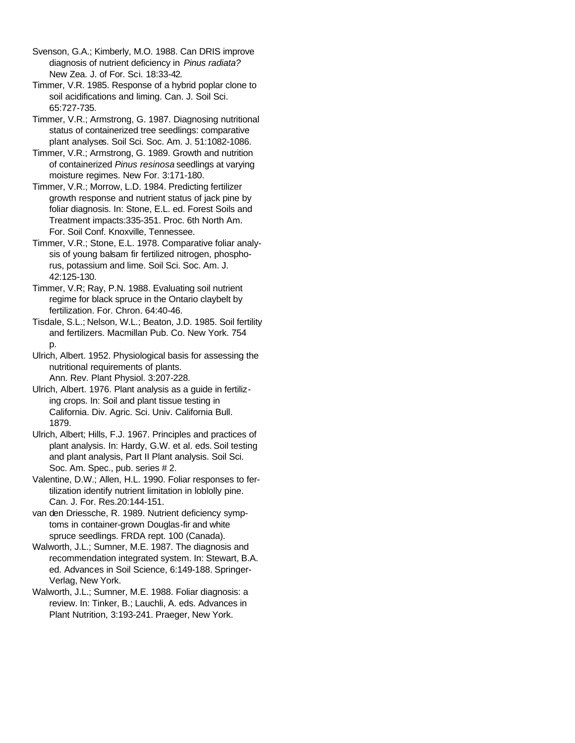Svenson, G.A.; Kimberly, M.O. 1988. Can DRIS improve diagnosis of nutrient deficiency in *Pinus radiata?* New Zea. J. of For. Sci. 18:33-42.

Timmer, V.R. 1985. Response of a hybrid poplar clone to soil acidifications and liming. Can. J. Soil Sci. 65:727-735.

Timmer, V.R.; Armstrong, G. 1987. Diagnosing nutritional status of containerized tree seedlings: comparative plant analyses. Soil Sci. Soc. Am. J. 51:1082-1086.

Timmer, V.R.; Armstrong, G. 1989. Growth and nutrition of containerized *Pinus resinosa* seedlings at varying moisture regimes. New For. 3:171-180.

Timmer, V.R.; Morrow, L.D. 1984. Predicting fertilizer growth response and nutrient status of jack pine by foliar diagnosis. In: Stone, E.L. ed. Forest Soils and Treatment impacts:335-351. Proc. 6th North Am. For. Soil Conf. Knoxville, Tennessee.

Timmer, V.R.; Stone, E.L. 1978. Comparative foliar analysis of young balsam fir fertilized nitrogen, phosphorus, potassium and lime. Soil Sci. Soc. Am. J. 42:125-130.

Timmer, V.R; Ray, P.N. 1988. Evaluating soil nutrient regime for black spruce in the Ontario claybelt by fertilization. For. Chron. 64:40-46.

Tisdale, S.L.; Nelson, W.L.; Beaton, J.D. 1985. Soil fertility and fertilizers. Macmillan Pub. Co. New York. 754 p.

Ulrich, Albert. 1952. Physiological basis for assessing the nutritional requirements of plants. Ann. Rev. Plant Physiol. 3:207-228.

Ulrich, Albert. 1976. Plant analysis as a guide in fertilizing crops. In: Soil and plant tissue testing in California. Div. Agric. Sci. Univ. California Bull. 1879.

Ulrich, Albert; Hills, F.J. 1967. Principles and practices of plant analysis. In: Hardy, G.W. et al. eds. Soil testing and plant analysis, Part II Plant analysis. Soil Sci. Soc. Am. Spec., pub. series # 2.

Valentine, D.W.; Allen, H.L. 1990. Foliar responses to fertilization identify nutrient limitation in loblolly pine. Can. J. For. Res.20:144-151.

van den Driessche, R. 1989. Nutrient deficiency symptoms in container-grown Douglas-fir and white spruce seedlings. FRDA rept. 100 (Canada).

Walworth, J.L.; Sumner, M.E. 1987. The diagnosis and recommendation integrated system. In: Stewart, B.A. ed. Advances in Soil Science, 6:149-188. Springer-Verlag, New York.

Walworth, J.L.; Sumner, M.E. 1988. Foliar diagnosis: a review. In: Tinker, B.; Lauchli, A. eds. Advances in Plant Nutrition, 3:193-241. Praeger, New York.